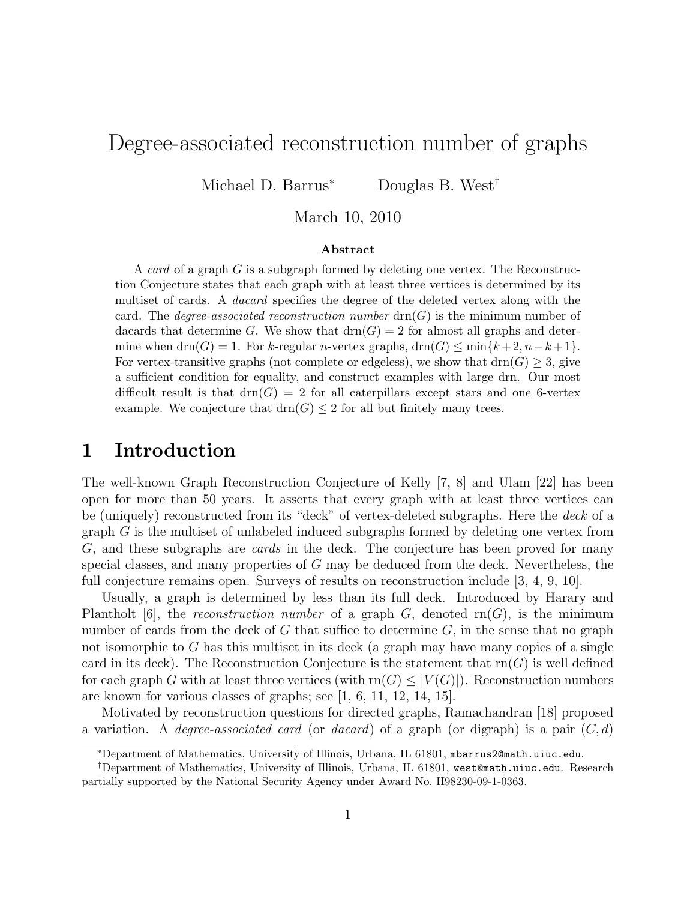# Degree-associated reconstruction number of graphs

Michael D. Barrus* Douglas B. West†

March 10, 2010

### Abstract

A *card* of a graph $G$ is a subgraph formed by deleting one vertex. The Reconstruction Conjecture states that each graph with at least three vertices is determined by its multiset of cards. A *dacard* specifies the degree of the deleted vertex along with the card. The *degree-associated reconstruction number* $\mathrm{drn}(G)$ is the minimum number of dacards that determine $G$. We show that $\mathrm{drn}(G) = 2$ for almost all graphs and determine when $\mathrm{drn}(G) = 1$. For $k$-regular $n$-vertex graphs, $\mathrm{drn}(G) \le \min\{k+2, n-k+1\}$. For vertex-transitive graphs (not complete or edgeless), we show that $\mathrm{drn}(G) \ge 3$, give a sufficient condition for equality, and construct examples with large drn. Our most difficult result is that $\mathrm{drn}(G) = 2$ for all caterpillars except stars and one 6-vertex example. We conjecture that $\mathrm{drn}(G) \le 2$ for all but finitely many trees.

## 1 Introduction

The well-known Graph Reconstruction Conjecture of Kelly [7, 8] and Ulam [22] has been open for more than 50 years. It asserts that every graph with at least three vertices can be (uniquely) reconstructed from its "deck" of vertex-deleted subgraphs. Here the *deck* of a graph $G$ is the multiset of unlabeled induced subgraphs formed by deleting one vertex from $G$, and these subgraphs are *cards* in the deck. The conjecture has been proved for many special classes, and many properties of $G$ may be deduced from the deck. Nevertheless, the full conjecture remains open. Surveys of results on reconstruction include [3, 4, 9, 10].

Usually, a graph is determined by less than its full deck. Introduced by Harary and Plantholt [6], the *reconstruction number* of a graph $G$, denoted $\mathrm{rn}(G)$, is the minimum number of cards from the deck of $G$ that suffice to determine $G$, in the sense that no graph not isomorphic to $G$ has this multiset in its deck (a graph may have many copies of a single card in its deck). The Reconstruction Conjecture is the statement that $\mathrm{rn}(G)$ is well defined for each graph $G$ with at least three vertices (with $\mathrm{rn}(G) \le |V(G)|$). Reconstruction numbers are known for various classes of graphs; see [1, 6, 11, 12, 14, 15].

Motivated by reconstruction questions for directed graphs, Ramachandran [18] proposed a variation. A *degree-associated card* (or *dacard*) of a graph (or digraph) is a pair $(C, d)$

---

*Department of Mathematics, University of Illinois, Urbana, IL 61801, mbarrus2@math.uiuc.edu.

†Department of Mathematics, University of Illinois, Urbana, IL 61801, west@math.uiuc.edu. Research partially supported by the National Security Agency under Award No. H98230-09-1-0363.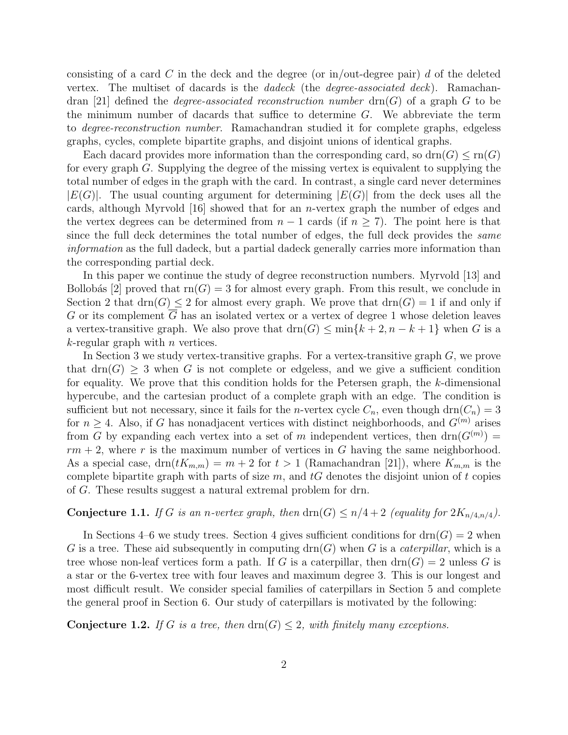consisting of a card $C$ in the deck and the degree (or in/out-degree pair) $d$ of the deleted vertex. The multiset of dacards is the *dadeck* (the *degree-associated deck*). Ramachandran [21] defined the *degree-associated reconstruction number* $\mathrm{drn}(G)$ of a graph $G$ to be the minimum number of dacards that suffice to determine $G$. We abbreviate the term to *degree-reconstruction number*. Ramachandran studied it for complete graphs, edgeless graphs, cycles, complete bipartite graphs, and disjoint unions of identical graphs.

Each dacard provides more information than the corresponding card, so $\mathrm{drn}(G) \le \mathrm{rn}(G)$ for every graph $G$. Supplying the degree of the missing vertex is equivalent to supplying the total number of edges in the graph with the card. In contrast, a single card never determines $|E(G)|$. The usual counting argument for determining $|E(G)|$ from the deck uses all the cards, although Myrvold [16] showed that for an $n$-vertex graph the number of edges and the vertex degrees can be determined from $n-1$ cards (if $n \ge 7$). The point here is that since the full deck determines the total number of edges, the full deck provides the *same information* as the full dadeck, but a partial dadeck generally carries more information than the corresponding partial deck.

In this paper we continue the study of degree reconstruction numbers. Myrvold [13] and Bollobás [2] proved that $\mathrm{rn}(G) = 3$ for almost every graph. From this result, we conclude in Section 2 that $\mathrm{drn}(G) \le 2$ for almost every graph. We prove that $\mathrm{drn}(G) = 1$ if and only if $G$ or its complement $\overline{G}$ has an isolated vertex or a vertex of degree 1 whose deletion leaves a vertex-transitive graph. We also prove that $\mathrm{drn}(G) \le \min\{k+2, n-k+1\}$ when $G$ is a $k$-regular graph with $n$ vertices.

In Section 3 we study vertex-transitive graphs. For a vertex-transitive graph $G$, we prove that $\mathrm{drn}(G) \ge 3$ when $G$ is not complete or edgeless, and we give a sufficient condition for equality. We prove that this condition holds for the Petersen graph, the $k$-dimensional hypercube, and the cartesian product of a complete graph with an edge. The condition is sufficient but not necessary, since it fails for the $n$-vertex cycle $C_n$, even though $\mathrm{drn}(C_n) = 3$ for $n \ge 4$. Also, if $G$ has nonadjacent vertices with distinct neighborhoods, and $G^{(m)}$ arises from $G$ by expanding each vertex into a set of $m$ independent vertices, then $\mathrm{drn}(G^{(m)}) = rm + 2$, where $r$ is the maximum number of vertices in $G$ having the same neighborhood. As a special case, $\mathrm{drn}(tK_{m,m}) = m + 2$ for $t > 1$ (Ramachandran [21]), where $K_{m,m}$ is the complete bipartite graph with parts of size $m$, and $tG$ denotes the disjoint union of $t$ copies of $G$. These results suggest a natural extremal problem for drn.

**Conjecture 1.1.** *If $G$ is an $n$-vertex graph, then $\mathrm{drn}(G) \le n/4 + 2$ (equality for $2K_{n/4,n/4}$).*

In Sections 4–6 we study trees. Section 4 gives sufficient conditions for $\mathrm{drn}(G) = 2$ when $G$ is a tree. These aid subsequently in computing $\mathrm{drn}(G)$ when $G$ is a *caterpillar*, which is a tree whose non-leaf vertices form a path. If $G$ is a caterpillar, then $\mathrm{drn}(G) = 2$ unless $G$ is a star or the 6-vertex tree with four leaves and maximum degree 3. This is our longest and most difficult result. We consider special families of caterpillars in Section 5 and complete the general proof in Section 6. Our study of caterpillars is motivated by the following:

**Conjecture 1.2.** *If $G$ is a tree, then $\mathrm{drn}(G) \le 2$, with finitely many exceptions.*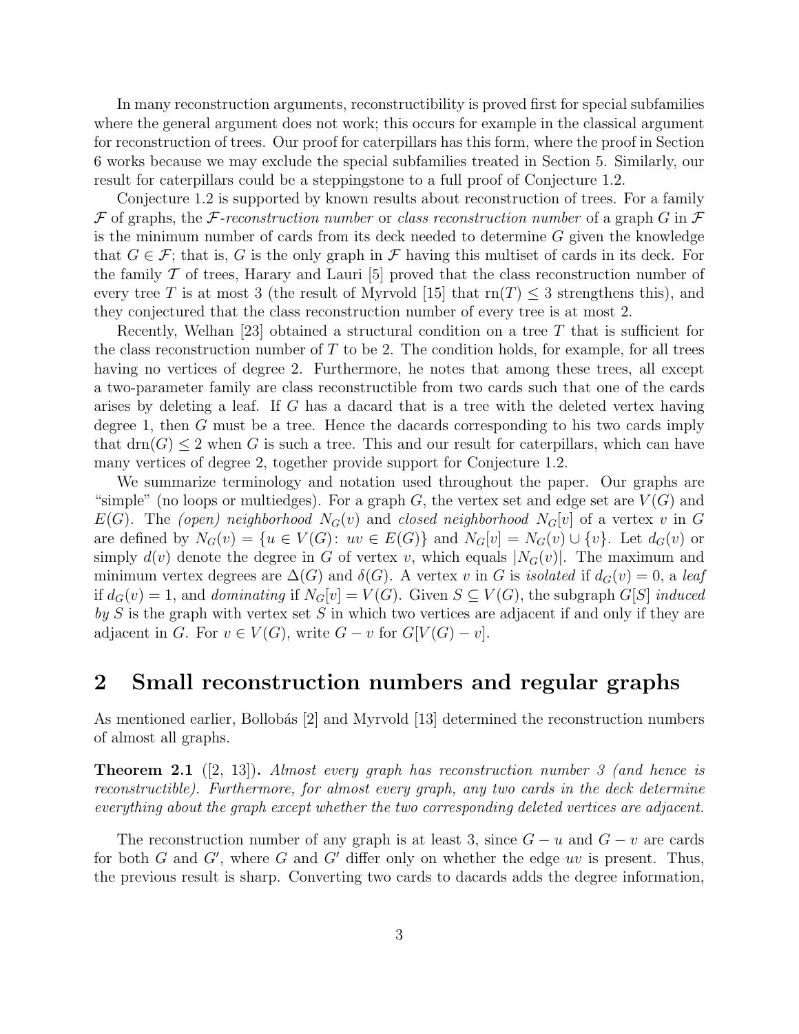In many reconstruction arguments, reconstructibility is proved first for special subfamilies where the general argument does not work; this occurs for example in the classical argument for reconstruction of trees. Our proof for caterpillars has this form, where the proof in Section 6 works because we may exclude the special subfamilies treated in Section 5. Similarly, our result for caterpillars could be a steppingstone to a full proof of Conjecture 1.2.

Conjecture 1.2 is supported by known results about reconstruction of trees. For a family $\mathcal{F}$ of graphs, the *$\mathcal{F}$-reconstruction number* or *class reconstruction number* of a graph $G$ in $\mathcal{F}$ is the minimum number of cards from its deck needed to determine $G$ given the knowledge that $G \in \mathcal{F}$; that is, $G$ is the only graph in $\mathcal{F}$ having this multiset of cards in its deck. For the family $\mathcal{T}$ of trees, Harary and Lauri [5] proved that the class reconstruction number of every tree $T$ is at most 3 (the result of Myrvold [15] that $\text{rn}(T) \le 3$ strengthens this), and they conjectured that the class reconstruction number of every tree is at most 2.

Recently, Welhan [23] obtained a structural condition on a tree $T$ that is sufficient for the class reconstruction number of $T$ to be 2. The condition holds, for example, for all trees having no vertices of degree 2. Furthermore, he notes that among these trees, all except a two-parameter family are class reconstructible from two cards such that one of the cards arises by deleting a leaf. If $G$ has a dacard that is a tree with the deleted vertex having degree 1, then $G$ must be a tree. Hence the dacards corresponding to his two cards imply that $\text{drn}(G) \le 2$ when $G$ is such a tree. This and our result for caterpillars, which can have many vertices of degree 2, together provide support for Conjecture 1.2.

We summarize terminology and notation used throughout the paper. Our graphs are "simple" (no loops or multiedges). For a graph $G$, the vertex set and edge set are $V(G)$ and $E(G)$. The *(open) neighborhood* $N_G(v)$ and *closed neighborhood* $N_G[v]$ of a vertex $v$ in $G$ are defined by $N_G(v) = \{u \in V(G) \colon uv \in E(G)\}$ and $N_G[v] = N_G(v) \cup \{v\}$. Let $d_G(v)$ or simply $d(v)$ denote the degree in $G$ of vertex $v$, which equals $|N_G(v)|$. The maximum and minimum vertex degrees are $\Delta(G)$ and $\delta(G)$. A vertex $v$ in $G$ is *isolated* if $d_G(v) = 0$, a *leaf* if $d_G(v) = 1$, and *dominating* if $N_G[v] = V(G)$. Given $S \subseteq V(G)$, the subgraph $G[S]$ *induced by* $S$ is the graph with vertex set $S$ in which two vertices are adjacent if and only if they are adjacent in $G$. For $v \in V(G)$, write $G - v$ for $G[V(G) - v]$.

## 2 Small reconstruction numbers and regular graphs

As mentioned earlier, Bollobás [2] and Myrvold [13] determined the reconstruction numbers of almost all graphs.

**Theorem 2.1** ([2, 13]). *Almost every graph has reconstruction number 3 (and hence is reconstructible). Furthermore, for almost every graph, any two cards in the deck determine everything about the graph except whether the two corresponding deleted vertices are adjacent.*

The reconstruction number of any graph is at least 3, since $G - u$ and $G - v$ are cards for both $G$ and $G'$, where $G$ and $G'$ differ only on whether the edge $uv$ is present. Thus, the previous result is sharp. Converting two cards to dacards adds the degree information,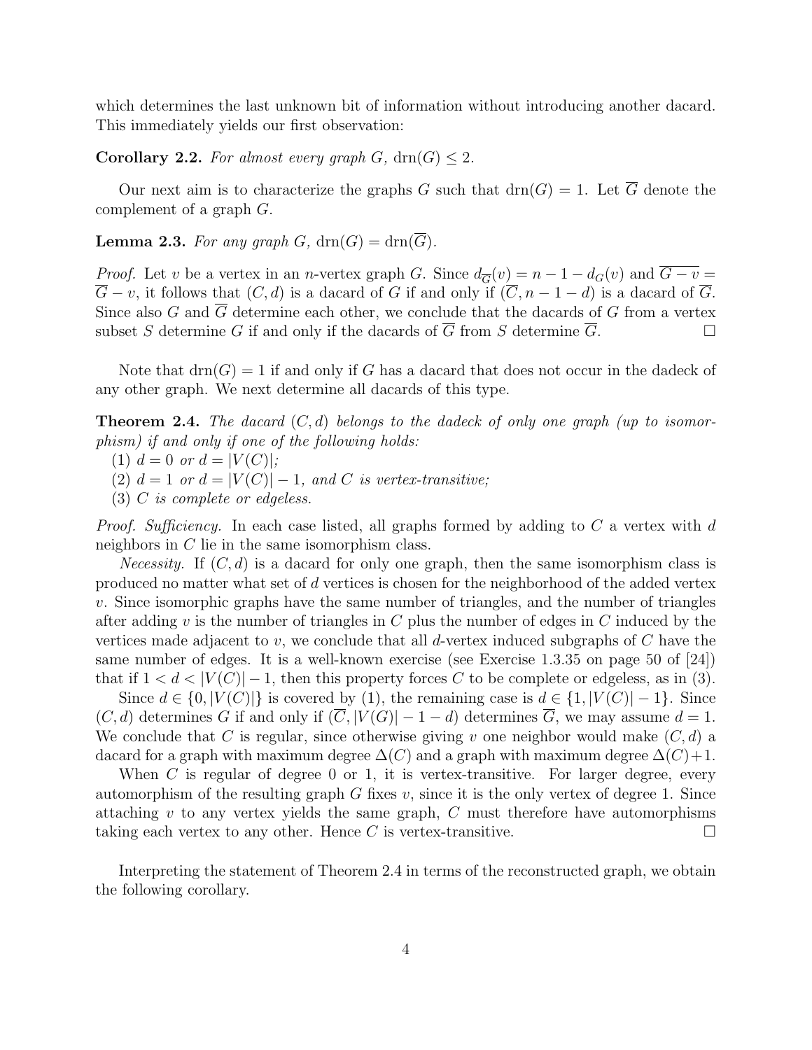which determines the last unknown bit of information without introducing another dacard. This immediately yields our first observation:

**Corollary 2.2.** *For almost every graph $G$, $\mathrm{drn}(G) \le 2$.*

Our next aim is to characterize the graphs $G$ such that $\mathrm{drn}(G) = 1$. Let $\overline{G}$ denote the complement of a graph $G$.

**Lemma 2.3.** *For any graph $G$, $\mathrm{drn}(G) = \mathrm{drn}(\overline{G})$.*

*Proof.* Let $v$ be a vertex in an $n$-vertex graph $G$. Since $d_{\overline{G}}(v) = n - 1 - d_G(v)$ and $\overline{G - v} = \overline{G} - v$, it follows that $(C, d)$ is a dacard of $G$ if and only if $(\overline{C}, n - 1 - d)$ is a dacard of $\overline{G}$. Since also $G$ and $\overline{G}$ determine each other, we conclude that the dacards of $G$ from a vertex subset $S$ determine $G$ if and only if the dacards of $\overline{G}$ from $S$ determine $\overline{G}$. □

Note that $\mathrm{drn}(G) = 1$ if and only if $G$ has a dacard that does not occur in the dadeck of any other graph. We next determine all dacards of this type.

**Theorem 2.4.** *The dacard $(C, d)$ belongs to the dadeck of only one graph (up to isomorphism) if and only if one of the following holds:*
(1) *$d = 0$ or $d = |V(C)|$;*
(2) *$d = 1$ or $d = |V(C)| - 1$, and $C$ is vertex-transitive;*
(3) *$C$ is complete or edgeless.*

*Proof. Sufficiency.* In each case listed, all graphs formed by adding to $C$ a vertex with $d$ neighbors in $C$ lie in the same isomorphism class.

*Necessity.* If $(C, d)$ is a dacard for only one graph, then the same isomorphism class is produced no matter what set of $d$ vertices is chosen for the neighborhood of the added vertex $v$. Since isomorphic graphs have the same number of triangles, and the number of triangles after adding $v$ is the number of triangles in $C$ plus the number of edges in $C$ induced by the vertices made adjacent to $v$, we conclude that all $d$-vertex induced subgraphs of $C$ have the same number of edges. It is a well-known exercise (see Exercise 1.3.35 on page 50 of [24]) that if $1 < d < |V(C)| - 1$, then this property forces $C$ to be complete or edgeless, as in (3).

Since $d \in \{0, |V(C)|\}$ is covered by (1), the remaining case is $d \in \{1, |V(C)| - 1\}$. Since $(C, d)$ determines $G$ if and only if $(\overline{C}, |V(G)| - 1 - d)$ determines $\overline{G}$, we may assume $d = 1$. We conclude that $C$ is regular, since otherwise giving $v$ one neighbor would make $(C, d)$ a dacard for a graph with maximum degree $\Delta(C)$ and a graph with maximum degree $\Delta(C) + 1$.

When $C$ is regular of degree 0 or 1, it is vertex-transitive. For larger degree, every automorphism of the resulting graph $G$ fixes $v$, since it is the only vertex of degree 1. Since attaching $v$ to any vertex yields the same graph, $C$ must therefore have automorphisms taking each vertex to any other. Hence $C$ is vertex-transitive. □

Interpreting the statement of Theorem 2.4 in terms of the reconstructed graph, we obtain the following corollary.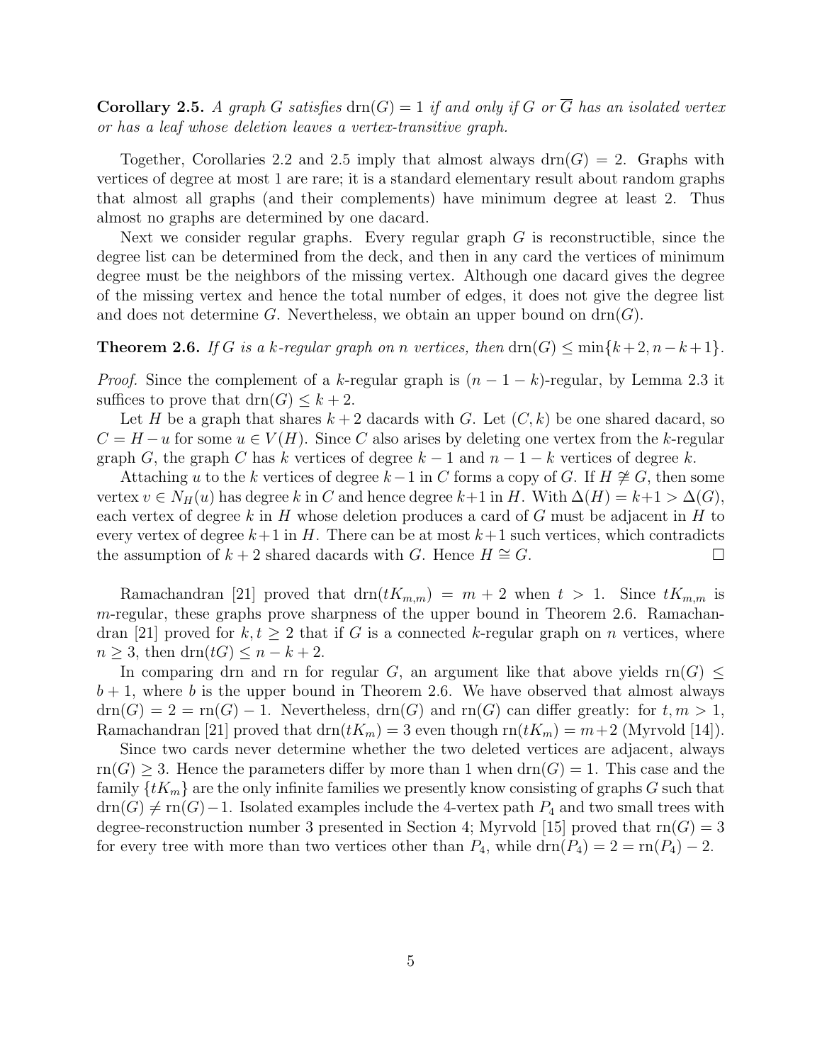**Corollary 2.5.** *A graph $G$ satisfies $\mathrm{drn}(G) = 1$ if and only if $G$ or $\overline{G}$ has an isolated vertex or has a leaf whose deletion leaves a vertex-transitive graph.*

Together, Corollaries 2.2 and 2.5 imply that almost always $\mathrm{drn}(G) = 2$. Graphs with vertices of degree at most 1 are rare; it is a standard elementary result about random graphs that almost all graphs (and their complements) have minimum degree at least 2. Thus almost no graphs are determined by one dacard.

Next we consider regular graphs. Every regular graph $G$ is reconstructible, since the degree list can be determined from the deck, and then in any card the vertices of minimum degree must be the neighbors of the missing vertex. Although one dacard gives the degree of the missing vertex and hence the total number of edges, it does not give the degree list and does not determine $G$. Nevertheless, we obtain an upper bound on $\mathrm{drn}(G)$.

**Theorem 2.6.** *If $G$ is a $k$-regular graph on $n$ vertices, then $\mathrm{drn}(G) \leq \min\{k+2, n-k+1\}$.*

*Proof.* Since the complement of a $k$-regular graph is $(n-1-k)$-regular, by Lemma 2.3 it suffices to prove that $\mathrm{drn}(G) \leq k+2$.

Let $H$ be a graph that shares $k+2$ dacards with $G$. Let $(C, k)$ be one shared dacard, so $C = H - u$ for some $u \in V(H)$. Since $C$ also arises by deleting one vertex from the $k$-regular graph $G$, the graph $C$ has $k$ vertices of degree $k-1$ and $n-1-k$ vertices of degree $k$.

Attaching $u$ to the $k$ vertices of degree $k-1$ in $C$ forms a copy of $G$. If $H \not\cong G$, then some vertex $v \in N_H(u)$ has degree $k$ in $C$ and hence degree $k+1$ in $H$. With $\Delta(H) = k+1 > \Delta(G)$, each vertex of degree $k$ in $H$ whose deletion produces a card of $G$ must be adjacent in $H$ to every vertex of degree $k+1$ in $H$. There can be at most $k+1$ such vertices, which contradicts the assumption of $k+2$ shared dacards with $G$. Hence $H \cong G$. $\square$

Ramachandran [21] proved that $\mathrm{drn}(tK_{m,m}) = m+2$ when $t > 1$. Since $tK_{m,m}$ is $m$-regular, these graphs prove sharpness of the upper bound in Theorem 2.6. Ramachandran [21] proved for $k, t \geq 2$ that if $G$ is a connected $k$-regular graph on $n$ vertices, where $n \geq 3$, then $\mathrm{drn}(tG) \leq n-k+2$.

In comparing drn and rn for regular $G$, an argument like that above yields $\mathrm{rn}(G) \leq b+1$, where $b$ is the upper bound in Theorem 2.6. We have observed that almost always $\mathrm{drn}(G) = 2 = \mathrm{rn}(G) - 1$. Nevertheless, $\mathrm{drn}(G)$ and $\mathrm{rn}(G)$ can differ greatly: for $t, m > 1$, Ramachandran [21] proved that $\mathrm{drn}(tK_m) = 3$ even though $\mathrm{rn}(tK_m) = m+2$ (Myrvold [14]).

Since two cards never determine whether the two deleted vertices are adjacent, always $\mathrm{rn}(G) \geq 3$. Hence the parameters differ by more than 1 when $\mathrm{drn}(G) = 1$. This case and the family $\{tK_m\}$ are the only infinite families we presently know consisting of graphs $G$ such that $\mathrm{drn}(G) \neq \mathrm{rn}(G) - 1$. Isolated examples include the 4-vertex path $P_4$ and two small trees with degree-reconstruction number 3 presented in Section 4; Myrvold [15] proved that $\mathrm{rn}(G) = 3$ for every tree with more than two vertices other than $P_4$, while $\mathrm{drn}(P_4) = 2 = \mathrm{rn}(P_4) - 2$.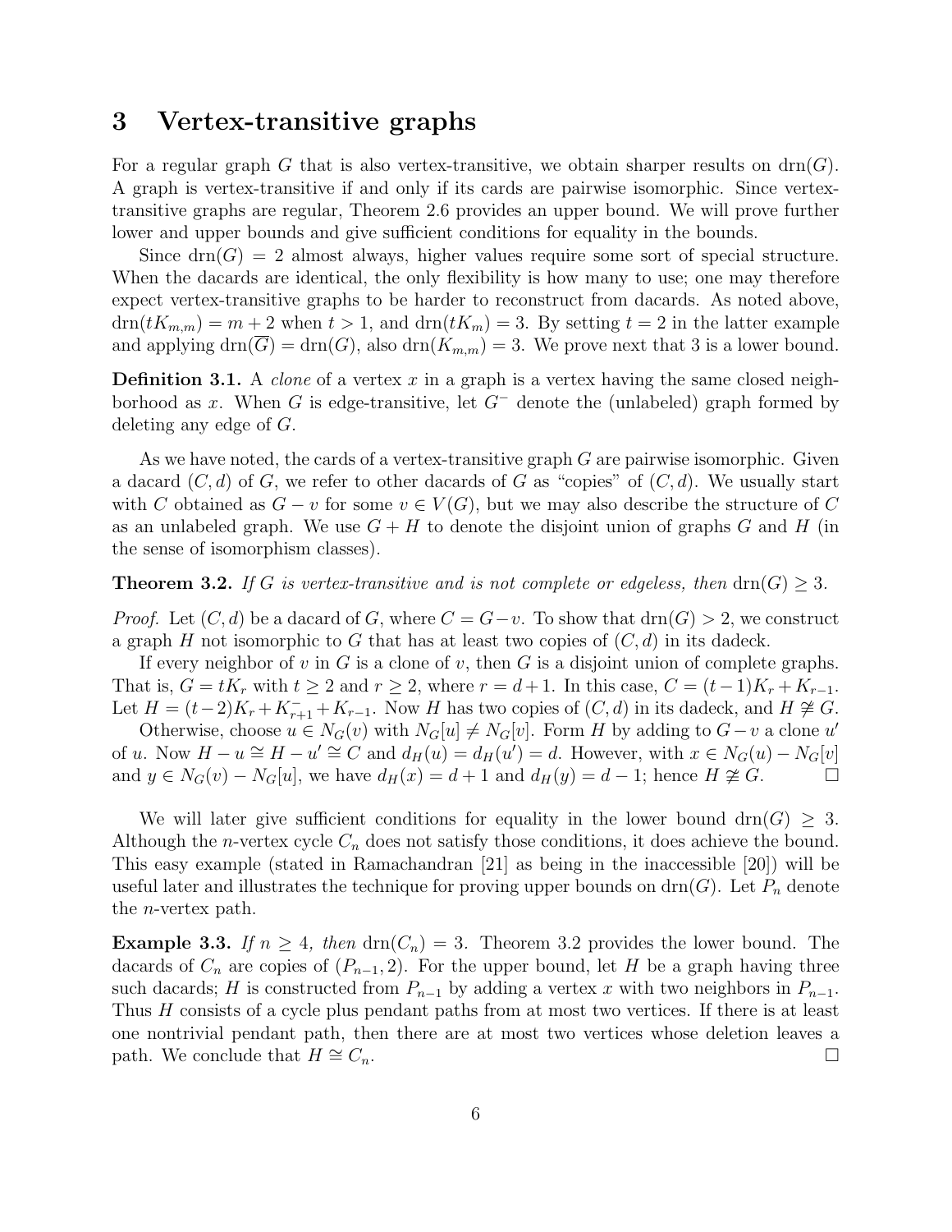## 3 Vertex-transitive graphs

For a regular graph $G$ that is also vertex-transitive, we obtain sharper results on $\mathrm{drn}(G)$. A graph is vertex-transitive if and only if its cards are pairwise isomorphic. Since vertex-transitive graphs are regular, Theorem 2.6 provides an upper bound. We will prove further lower and upper bounds and give sufficient conditions for equality in the bounds.

Since $\mathrm{drn}(G) = 2$ almost always, higher values require some sort of special structure. When the dacards are identical, the only flexibility is how many to use; one may therefore expect vertex-transitive graphs to be harder to reconstruct from dacards. As noted above, $\mathrm{drn}(tK_{m,m}) = m + 2$ when $t > 1$, and $\mathrm{drn}(tK_m) = 3$. By setting $t = 2$ in the latter example and applying $\mathrm{drn}(\overline{G}) = \mathrm{drn}(G)$, also $\mathrm{drn}(K_{m,m}) = 3$. We prove next that 3 is a lower bound.

**Definition 3.1.** A *clone* of a vertex $x$ in a graph is a vertex having the same closed neighborhood as $x$. When $G$ is edge-transitive, let $G^-$ denote the (unlabeled) graph formed by deleting any edge of $G$.

As we have noted, the cards of a vertex-transitive graph $G$ are pairwise isomorphic. Given a dacard $(C, d)$ of $G$, we refer to other dacards of $G$ as "copies" of $(C, d)$. We usually start with $C$ obtained as $G - v$ for some $v \in V(G)$, but we may also describe the structure of $C$ as an unlabeled graph. We use $G + H$ to denote the disjoint union of graphs $G$ and $H$ (in the sense of isomorphism classes).

**Theorem 3.2.** *If $G$ is vertex-transitive and is not complete or edgeless, then* $\mathrm{drn}(G) \geq 3$.

*Proof.* Let $(C, d)$ be a dacard of $G$, where $C = G - v$. To show that $\mathrm{drn}(G) > 2$, we construct a graph $H$ not isomorphic to $G$ that has at least two copies of $(C, d)$ in its dadeck.

If every neighbor of $v$ in $G$ is a clone of $v$, then $G$ is a disjoint union of complete graphs. That is, $G = tK_r$ with $t \geq 2$ and $r \geq 2$, where $r = d + 1$. In this case, $C = (t-1)K_r + K_{r-1}$. Let $H = (t-2)K_r + K_{r+1}^- + K_{r-1}$. Now $H$ has two copies of $(C, d)$ in its dadeck, and $H \not\cong G$.

Otherwise, choose $u \in N_G(v)$ with $N_G[u] \neq N_G[v]$. Form $H$ by adding to $G - v$ a clone $u'$ of $u$. Now $H - u \cong H - u' \cong C$ and $d_H(u) = d_H(u') = d$. However, with $x \in N_G(u) - N_G[v]$ and $y \in N_G(v) - N_G[u]$, we have $d_H(x) = d + 1$ and $d_H(y) = d - 1$; hence $H \not\cong G$. $\square$

We will later give sufficient conditions for equality in the lower bound $\mathrm{drn}(G) \geq 3$. Although the $n$-vertex cycle $C_n$ does not satisfy those conditions, it does achieve the bound. This easy example (stated in Ramachandran [21] as being in the inaccessible [20]) will be useful later and illustrates the technique for proving upper bounds on $\mathrm{drn}(G)$. Let $P_n$ denote the $n$-vertex path.

**Example 3.3.** *If $n \geq 4$, then* $\mathrm{drn}(C_n) = 3$. Theorem 3.2 provides the lower bound. The dacards of $C_n$ are copies of $(P_{n-1}, 2)$. For the upper bound, let $H$ be a graph having three such dacards; $H$ is constructed from $P_{n-1}$ by adding a vertex $x$ with two neighbors in $P_{n-1}$. Thus $H$ consists of a cycle plus pendant paths from at most two vertices. If there is at least one nontrivial pendant path, then there are at most two vertices whose deletion leaves a path. We conclude that $H \cong C_n$. $\square$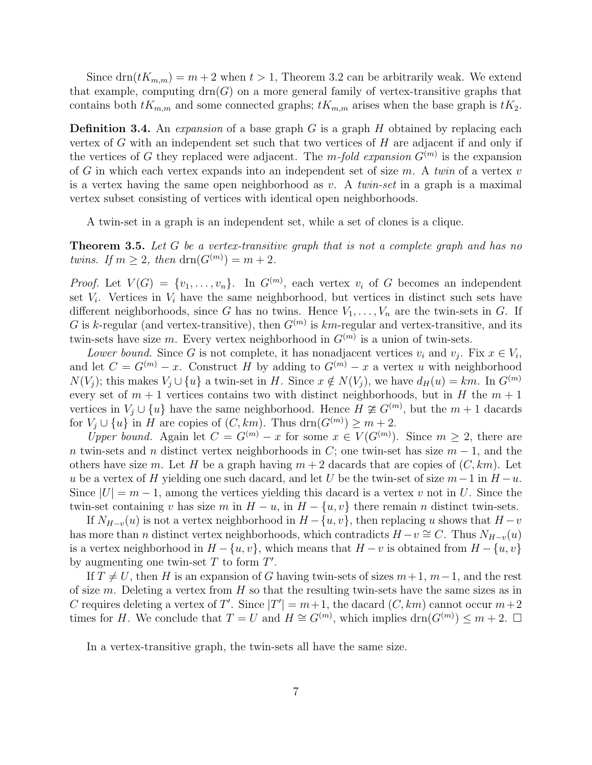Since $\text{drn}(tK_{m,m}) = m + 2$ when $t > 1$, Theorem 3.2 can be arbitrarily weak. We extend that example, computing $\text{drn}(G)$ on a more general family of vertex-transitive graphs that contains both $tK_{m,m}$ and some connected graphs; $tK_{m,m}$ arises when the base graph is $tK_2$.

**Definition 3.4.** An *expansion* of a base graph $G$ is a graph $H$ obtained by replacing each vertex of $G$ with an independent set such that two vertices of $H$ are adjacent if and only if the vertices of $G$ they replaced were adjacent. The *m-fold expansion* $G^{(m)}$ is the expansion of $G$ in which each vertex expands into an independent set of size $m$. A *twin* of a vertex $v$ is a vertex having the same open neighborhood as $v$. A *twin-set* in a graph is a maximal vertex subset consisting of vertices with identical open neighborhoods.

A twin-set in a graph is an independent set, while a set of clones is a clique.

**Theorem 3.5.** *Let $G$ be a vertex-transitive graph that is not a complete graph and has no twins. If $m \geq 2$, then $\text{drn}(G^{(m)}) = m + 2$.*

*Proof.* Let $V(G) = \{v_1, \ldots, v_n\}$. In $G^{(m)}$, each vertex $v_i$ of $G$ becomes an independent set $V_i$. Vertices in $V_i$ have the same neighborhood, but vertices in distinct such sets have different neighborhoods, since $G$ has no twins. Hence $V_1, \ldots, V_n$ are the twin-sets in $G$. If $G$ is $k$-regular (and vertex-transitive), then $G^{(m)}$ is $km$-regular and vertex-transitive, and its twin-sets have size $m$. Every vertex neighborhood in $G^{(m)}$ is a union of twin-sets.

*Lower bound.* Since $G$ is not complete, it has nonadjacent vertices $v_i$ and $v_j$. Fix $x \in V_i$, and let $C = G^{(m)} - x$. Construct $H$ by adding to $G^{(m)} - x$ a vertex $u$ with neighborhood $N(V_j)$; this makes $V_j \cup \{u\}$ a twin-set in $H$. Since $x \notin N(V_j)$, we have $d_H(u) = km$. In $G^{(m)}$ every set of $m+1$ vertices contains two with distinct neighborhoods, but in $H$ the $m+1$ vertices in $V_j \cup \{u\}$ have the same neighborhood. Hence $H \ncong G^{(m)}$, but the $m+1$ dacards for $V_j \cup \{u\}$ in $H$ are copies of $(C, km)$. Thus $\text{drn}(G^{(m)}) \geq m + 2$.

*Upper bound.* Again let $C = G^{(m)} - x$ for some $x \in V(G^{(m)})$. Since $m \geq 2$, there are $n$ twin-sets and $n$ distinct vertex neighborhoods in $C$; one twin-set has size $m - 1$, and the others have size $m$. Let $H$ be a graph having $m+2$ dacards that are copies of $(C, km)$. Let $u$ be a vertex of $H$ yielding one such dacard, and let $U$ be the twin-set of size $m-1$ in $H - u$. Since $|U| = m - 1$, among the vertices yielding this dacard is a vertex $v$ not in $U$. Since the twin-set containing $v$ has size $m$ in $H - u$, in $H - \{u, v\}$ there remain $n$ distinct twin-sets.

If $N_{H-v}(u)$ is not a vertex neighborhood in $H - \{u, v\}$, then replacing $u$ shows that $H - v$ has more than $n$ distinct vertex neighborhoods, which contradicts $H - v \cong C$. Thus $N_{H-v}(u)$ is a vertex neighborhood in $H - \{u, v\}$, which means that $H - v$ is obtained from $H - \{u, v\}$ by augmenting one twin-set $T$ to form $T'$.

If $T \neq U$, then $H$ is an expansion of $G$ having twin-sets of sizes $m+1$, $m-1$, and the rest of size $m$. Deleting a vertex from $H$ so that the resulting twin-sets have the same sizes as in $C$ requires deleting a vertex of $T'$. Since $|T'| = m+1$, the dacard $(C, km)$ cannot occur $m+2$ times for $H$. We conclude that $T = U$ and $H \cong G^{(m)}$, which implies $\text{drn}(G^{(m)}) \leq m + 2$. $\square$

In a vertex-transitive graph, the twin-sets all have the same size.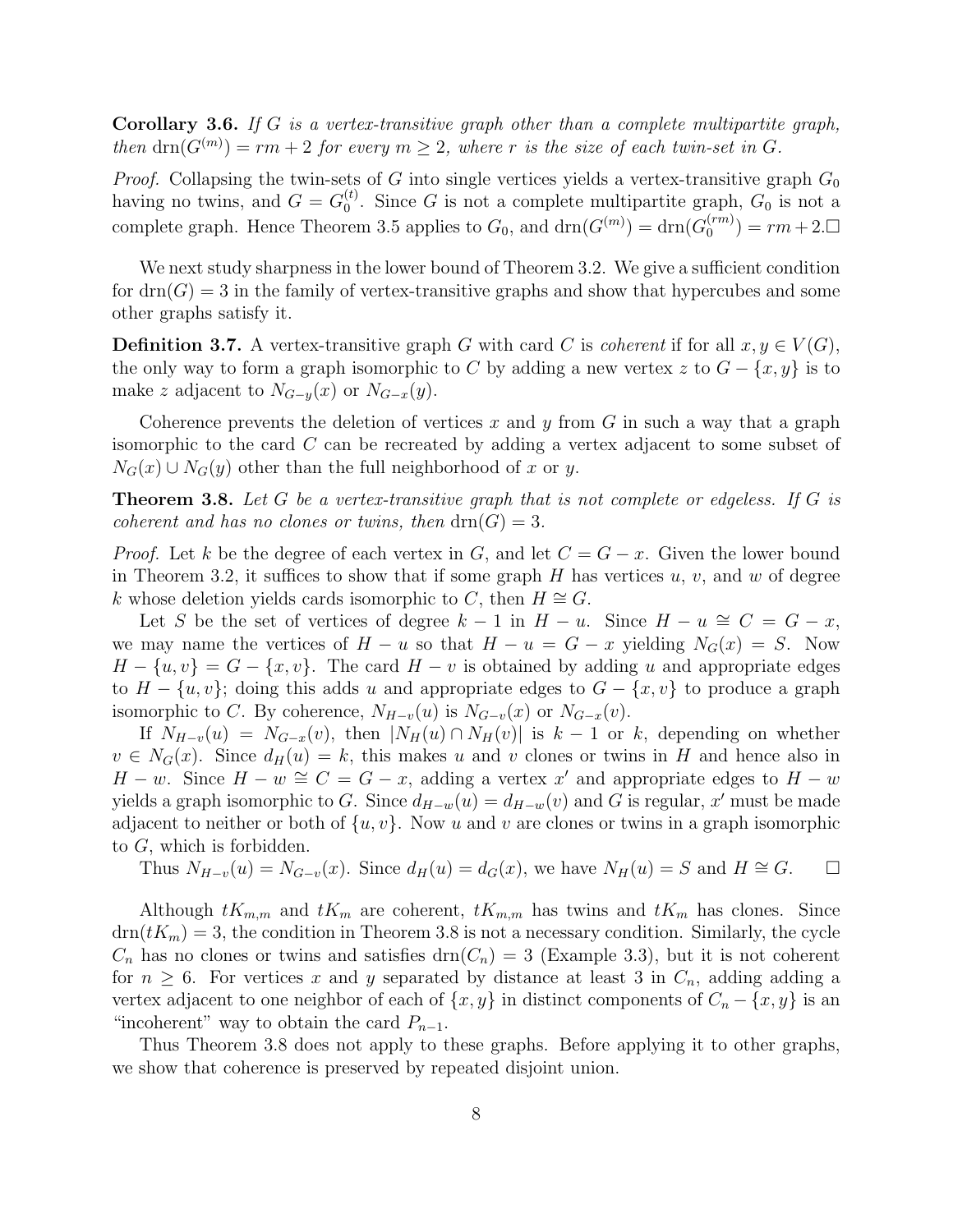**Corollary 3.6.** *If $G$ is a vertex-transitive graph other than a complete multipartite graph, then $\mathrm{drn}(G^{(m)}) = rm + 2$ for every $m \geq 2$, where $r$ is the size of each twin-set in $G$.*

*Proof.* Collapsing the twin-sets of $G$ into single vertices yields a vertex-transitive graph $G_0$ having no twins, and $G = G_0^{(t)}$. Since $G$ is not a complete multipartite graph, $G_0$ is not a complete graph. Hence Theorem 3.5 applies to $G_0$, and $\mathrm{drn}(G^{(m)}) = \mathrm{drn}(G_0^{(rm)}) = rm + 2$. □

We next study sharpness in the lower bound of Theorem 3.2. We give a sufficient condition for $\mathrm{drn}(G) = 3$ in the family of vertex-transitive graphs and show that hypercubes and some other graphs satisfy it.

**Definition 3.7.** A vertex-transitive graph $G$ with card $C$ is *coherent* if for all $x, y \in V(G)$, the only way to form a graph isomorphic to $C$ by adding a new vertex $z$ to $G - \{x, y\}$ is to make $z$ adjacent to $N_{G-y}(x)$ or $N_{G-x}(y)$.

Coherence prevents the deletion of vertices $x$ and $y$ from $G$ in such a way that a graph isomorphic to the card $C$ can be recreated by adding a vertex adjacent to some subset of $N_G(x) \cup N_G(y)$ other than the full neighborhood of $x$ or $y$.

**Theorem 3.8.** *Let $G$ be a vertex-transitive graph that is not complete or edgeless. If $G$ is coherent and has no clones or twins, then $\mathrm{drn}(G) = 3$.*

*Proof.* Let $k$ be the degree of each vertex in $G$, and let $C = G - x$. Given the lower bound in Theorem 3.2, it suffices to show that if some graph $H$ has vertices $u$, $v$, and $w$ of degree $k$ whose deletion yields cards isomorphic to $C$, then $H \cong G$.

Let $S$ be the set of vertices of degree $k - 1$ in $H - u$. Since $H - u \cong C = G - x$, we may name the vertices of $H - u$ so that $H - u = G - x$ yielding $N_G(x) = S$. Now $H - \{u, v\} = G - \{x, v\}$. The card $H - v$ is obtained by adding $u$ and appropriate edges to $H - \{u, v\}$; doing this adds $u$ and appropriate edges to $G - \{x, v\}$ to produce a graph isomorphic to $C$. By coherence, $N_{H-v}(u)$ is $N_{G-v}(x)$ or $N_{G-x}(v)$.

If $N_{H-v}(u) = N_{G-x}(v)$, then $|N_H(u) \cap N_H(v)|$ is $k - 1$ or $k$, depending on whether $v \in N_G(x)$. Since $d_H(u) = k$, this makes $u$ and $v$ clones or twins in $H$ and hence also in $H - w$. Since $H - w \cong C = G - x$, adding a vertex $x'$ and appropriate edges to $H - w$ yields a graph isomorphic to $G$. Since $d_{H-w}(u) = d_{H-w}(v)$ and $G$ is regular, $x'$ must be made adjacent to neither or both of $\{u, v\}$. Now $u$ and $v$ are clones or twins in a graph isomorphic to $G$, which is forbidden.

Thus $N_{H-v}(u) = N_{G-v}(x)$. Since $d_H(u) = d_G(x)$, we have $N_H(u) = S$ and $H \cong G$. □

Although $tK_{m,m}$ and $tK_m$ are coherent, $tK_{m,m}$ has twins and $tK_m$ has clones. Since $\mathrm{drn}(tK_m) = 3$, the condition in Theorem 3.8 is not a necessary condition. Similarly, the cycle $C_n$ has no clones or twins and satisfies $\mathrm{drn}(C_n) = 3$ (Example 3.3), but it is not coherent for $n \geq 6$. For vertices $x$ and $y$ separated by distance at least 3 in $C_n$, adding adding a vertex adjacent to one neighbor of each of $\{x, y\}$ in distinct components of $C_n - \{x, y\}$ is an "incoherent" way to obtain the card $P_{n-1}$.

Thus Theorem 3.8 does not apply to these graphs. Before applying it to other graphs, we show that coherence is preserved by repeated disjoint union.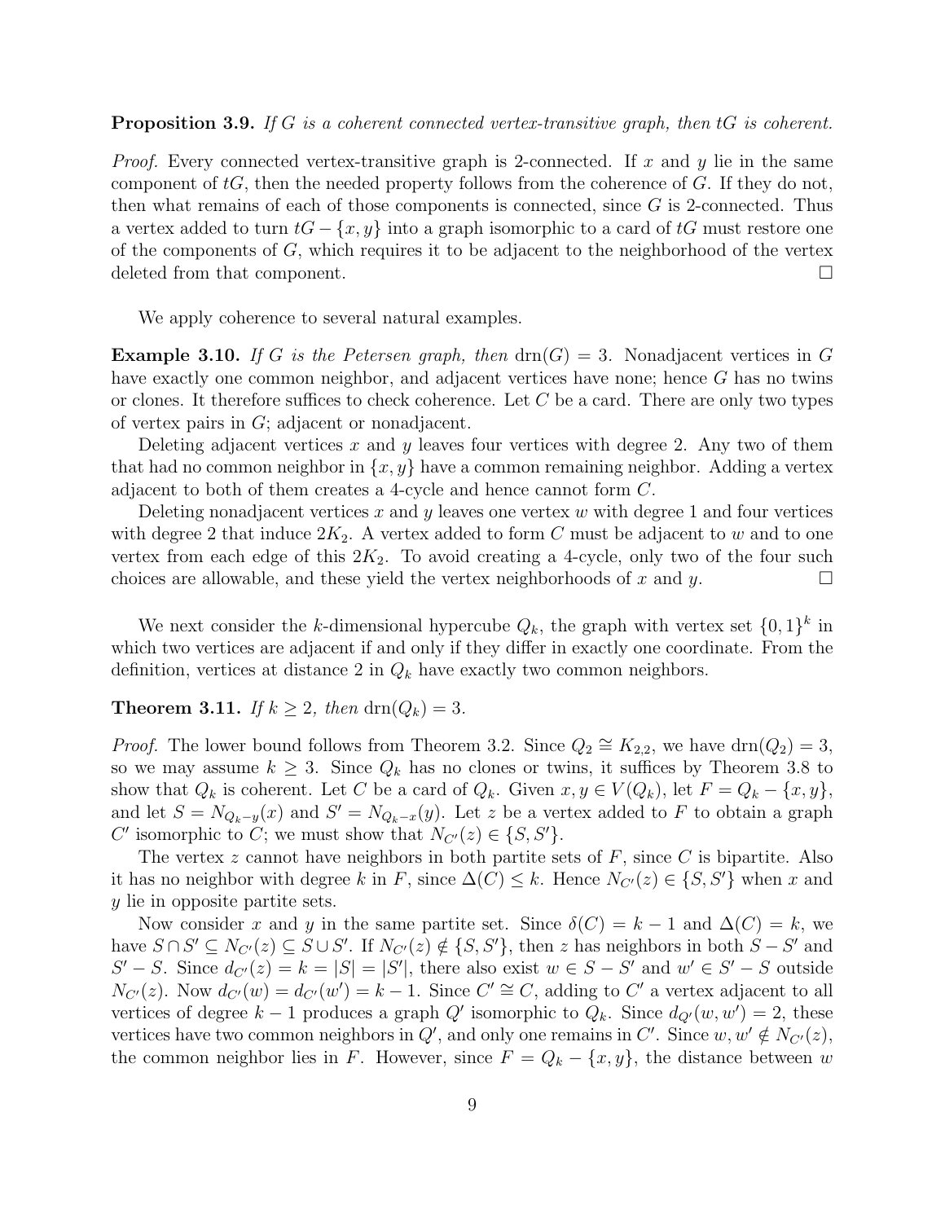**Proposition 3.9.** *If $G$ is a coherent connected vertex-transitive graph, then $tG$ is coherent.*

*Proof.* Every connected vertex-transitive graph is 2-connected. If $x$ and $y$ lie in the same component of $tG$, then the needed property follows from the coherence of $G$. If they do not, then what remains of each of those components is connected, since $G$ is 2-connected. Thus a vertex added to turn $tG - \{x, y\}$ into a graph isomorphic to a card of $tG$ must restore one of the components of $G$, which requires it to be adjacent to the neighborhood of the vertex deleted from that component. $\square$

We apply coherence to several natural examples.

**Example 3.10.** *If $G$ is the Petersen graph, then $\mathrm{drn}(G) = 3$.* Nonadjacent vertices in $G$ have exactly one common neighbor, and adjacent vertices have none; hence $G$ has no twins or clones. It therefore suffices to check coherence. Let $C$ be a card. There are only two types of vertex pairs in $G$; adjacent or nonadjacent.

Deleting adjacent vertices $x$ and $y$ leaves four vertices with degree 2. Any two of them that had no common neighbor in $\{x, y\}$ have a common remaining neighbor. Adding a vertex adjacent to both of them creates a 4-cycle and hence cannot form $C$.

Deleting nonadjacent vertices $x$ and $y$ leaves one vertex $w$ with degree 1 and four vertices with degree 2 that induce $2K_2$. A vertex added to form $C$ must be adjacent to $w$ and to one vertex from each edge of this $2K_2$. To avoid creating a 4-cycle, only two of the four such choices are allowable, and these yield the vertex neighborhoods of $x$ and $y$. $\square$

We next consider the $k$-dimensional hypercube $Q_k$, the graph with vertex set $\{0, 1\}^k$ in which two vertices are adjacent if and only if they differ in exactly one coordinate. From the definition, vertices at distance 2 in $Q_k$ have exactly two common neighbors.

**Theorem 3.11.** *If $k \geq 2$, then $\mathrm{drn}(Q_k) = 3$.*

*Proof.* The lower bound follows from Theorem 3.2. Since $Q_2 \cong K_{2,2}$, we have $\mathrm{drn}(Q_2) = 3$, so we may assume $k \geq 3$. Since $Q_k$ has no clones or twins, it suffices by Theorem 3.8 to show that $Q_k$ is coherent. Let $C$ be a card of $Q_k$. Given $x, y \in V(Q_k)$, let $F = Q_k - \{x, y\}$, and let $S = N_{Q_k - y}(x)$ and $S' = N_{Q_k - x}(y)$. Let $z$ be a vertex added to $F$ to obtain a graph $C'$ isomorphic to $C$; we must show that $N_{C'}(z) \in \{S, S'\}$.

The vertex $z$ cannot have neighbors in both partite sets of $F$, since $C$ is bipartite. Also it has no neighbor with degree $k$ in $F$, since $\Delta(C) \leq k$. Hence $N_{C'}(z) \in \{S, S'\}$ when $x$ and $y$ lie in opposite partite sets.

Now consider $x$ and $y$ in the same partite set. Since $\delta(C) = k - 1$ and $\Delta(C) = k$, we have $S \cap S' \subseteq N_{C'}(z) \subseteq S \cup S'$. If $N_{C'}(z) \notin \{S, S'\}$, then $z$ has neighbors in both $S - S'$ and $S' - S$. Since $d_{C'}(z) = k = |S| = |S'|$, there also exist $w \in S - S'$ and $w' \in S' - S$ outside $N_{C'}(z)$. Now $d_{C'}(w) = d_{C'}(w') = k - 1$. Since $C' \cong C$, adding to $C'$ a vertex adjacent to all vertices of degree $k - 1$ produces a graph $Q'$ isomorphic to $Q_k$. Since $d_{Q'}(w, w') = 2$, these vertices have two common neighbors in $Q'$, and only one remains in $C'$. Since $w, w' \notin N_{C'}(z)$, the common neighbor lies in $F$. However, since $F = Q_k - \{x, y\}$, the distance between $w$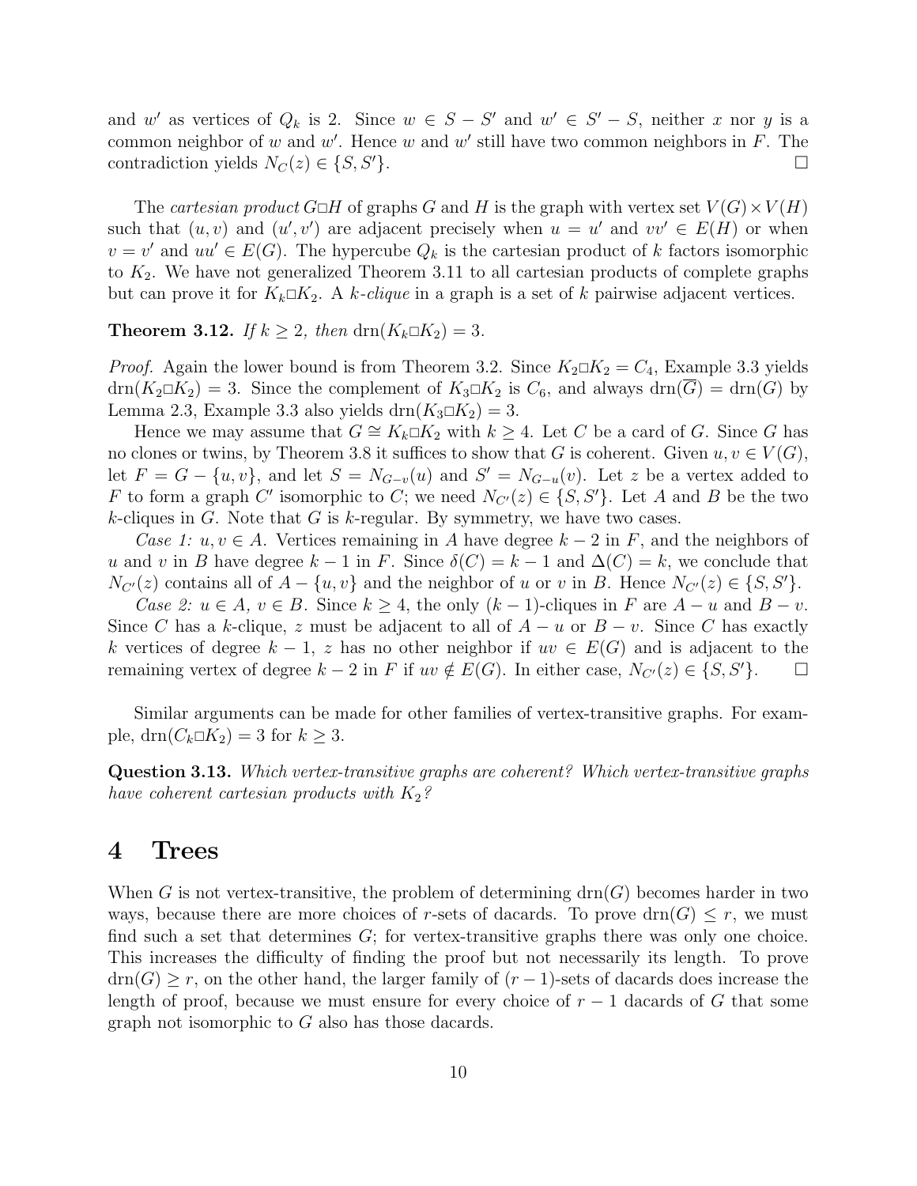and $w'$ as vertices of $Q_k$ is 2. Since $w \in S - S'$ and $w' \in S' - S$, neither $x$ nor $y$ is a common neighbor of $w$ and $w'$. Hence $w$ and $w'$ still have two common neighbors in $F$. The contradiction yields $N_C(z) \in \{S, S'\}$. $\square$

The *cartesian product* $G \square H$ of graphs $G$ and $H$ is the graph with vertex set $V(G) \times V(H)$ such that $(u, v)$ and $(u', v')$ are adjacent precisely when $u = u'$ and $vv' \in E(H)$ or when $v = v'$ and $uu' \in E(G)$. The hypercube $Q_k$ is the cartesian product of $k$ factors isomorphic to $K_2$. We have not generalized Theorem 3.11 to all cartesian products of complete graphs but can prove it for $K_k \square K_2$. A *$k$-clique* in a graph is a set of $k$ pairwise adjacent vertices.

**Theorem 3.12.** *If $k \geq 2$, then $\mathrm{drn}(K_k \square K_2) = 3$.*

*Proof.* Again the lower bound is from Theorem 3.2. Since $K_2 \square K_2 = C_4$, Example 3.3 yields $\mathrm{drn}(K_2 \square K_2) = 3$. Since the complement of $K_3 \square K_2$ is $C_6$, and always $\mathrm{drn}(\overline{G}) = \mathrm{drn}(G)$ by Lemma 2.3, Example 3.3 also yields $\mathrm{drn}(K_3 \square K_2) = 3$.

Hence we may assume that $G \cong K_k \square K_2$ with $k \geq 4$. Let $C$ be a card of $G$. Since $G$ has no clones or twins, by Theorem 3.8 it suffices to show that $G$ is coherent. Given $u, v \in V(G)$, let $F = G - \{u, v\}$, and let $S = N_{G-v}(u)$ and $S' = N_{G-u}(v)$. Let $z$ be a vertex added to $F$ to form a graph $C'$ isomorphic to $C$; we need $N_{C'}(z) \in \{S, S'\}$. Let $A$ and $B$ be the two $k$-cliques in $G$. Note that $G$ is $k$-regular. By symmetry, we have two cases.

*Case 1: $u, v \in A$.* Vertices remaining in $A$ have degree $k - 2$ in $F$, and the neighbors of $u$ and $v$ in $B$ have degree $k - 1$ in $F$. Since $\delta(C) = k - 1$ and $\Delta(C) = k$, we conclude that $N_{C'}(z)$ contains all of $A - \{u, v\}$ and the neighbor of $u$ or $v$ in $B$. Hence $N_{C'}(z) \in \{S, S'\}$.

*Case 2: $u \in A$, $v \in B$.* Since $k \geq 4$, the only $(k-1)$-cliques in $F$ are $A - u$ and $B - v$. Since $C$ has a $k$-clique, $z$ must be adjacent to all of $A - u$ or $B - v$. Since $C$ has exactly $k$ vertices of degree $k - 1$, $z$ has no other neighbor if $uv \in E(G)$ and is adjacent to the remaining vertex of degree $k - 2$ in $F$ if $uv \notin E(G)$. In either case, $N_{C'}(z) \in \{S, S'\}$. $\square$

Similar arguments can be made for other families of vertex-transitive graphs. For example, $\mathrm{drn}(C_k \square K_2) = 3$ for $k \geq 3$.

**Question 3.13.** *Which vertex-transitive graphs are coherent? Which vertex-transitive graphs have coherent cartesian products with $K_2$?*

# 4 Trees

When $G$ is not vertex-transitive, the problem of determining $\mathrm{drn}(G)$ becomes harder in two ways, because there are more choices of $r$-sets of dacards. To prove $\mathrm{drn}(G) \leq r$, we must find such a set that determines $G$; for vertex-transitive graphs there was only one choice. This increases the difficulty of finding the proof but not necessarily its length. To prove $\mathrm{drn}(G) \geq r$, on the other hand, the larger family of $(r-1)$-sets of dacards does increase the length of proof, because we must ensure for every choice of $r - 1$ dacards of $G$ that some graph not isomorphic to $G$ also has those dacards.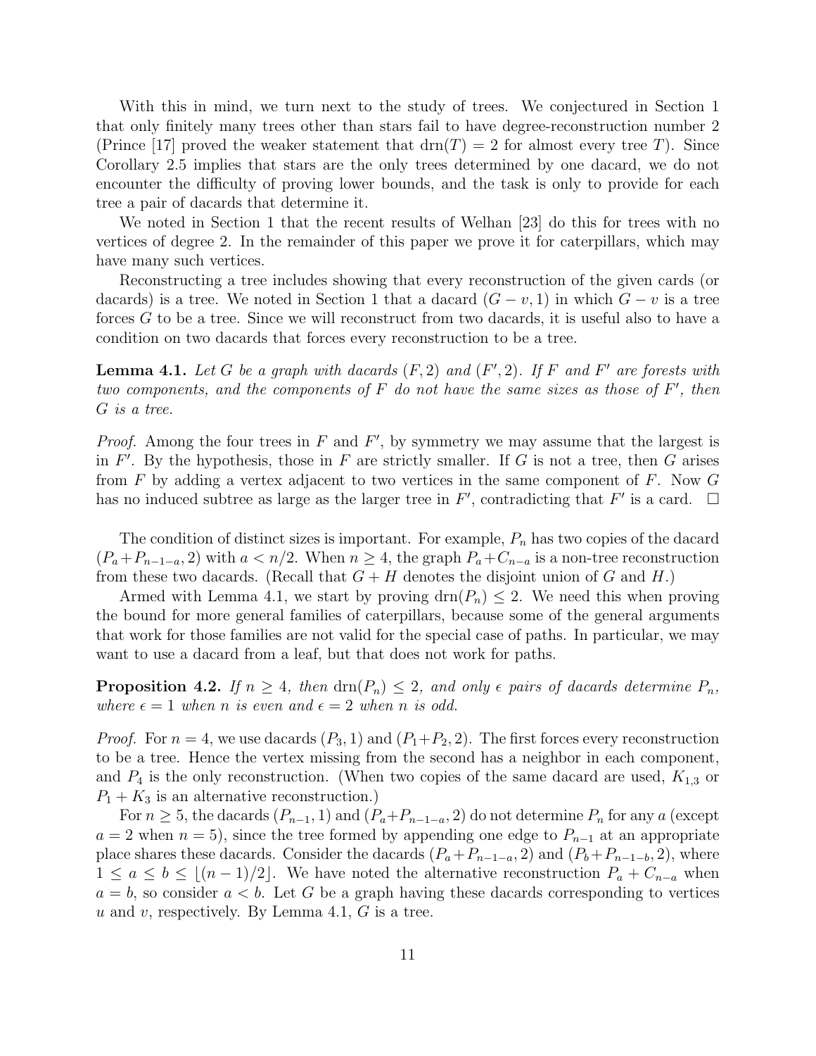With this in mind, we turn next to the study of trees. We conjectured in Section 1 that only finitely many trees other than stars fail to have degree-reconstruction number 2 (Prince [17] proved the weaker statement that $\mathrm{drn}(T) = 2$ for almost every tree $T$). Since Corollary 2.5 implies that stars are the only trees determined by one dacard, we do not encounter the difficulty of proving lower bounds, and the task is only to provide for each tree a pair of dacards that determine it.

We noted in Section 1 that the recent results of Welhan [23] do this for trees with no vertices of degree 2. In the remainder of this paper we prove it for caterpillars, which may have many such vertices.

Reconstructing a tree includes showing that every reconstruction of the given cards (or dacards) is a tree. We noted in Section 1 that a dacard $(G - v, 1)$ in which $G - v$ is a tree forces $G$ to be a tree. Since we will reconstruct from two dacards, it is useful also to have a condition on two dacards that forces every reconstruction to be a tree.

**Lemma 4.1.** *Let $G$ be a graph with dacards $(F, 2)$ and $(F', 2)$. If $F$ and $F'$ are forests with two components, and the components of $F$ do not have the same sizes as those of $F'$, then $G$ is a tree.*

*Proof.* Among the four trees in $F$ and $F'$, by symmetry we may assume that the largest is in $F'$. By the hypothesis, those in $F$ are strictly smaller. If $G$ is not a tree, then $G$ arises from $F$ by adding a vertex adjacent to two vertices in the same component of $F$. Now $G$ has no induced subtree as large as the larger tree in $F'$, contradicting that $F'$ is a card. $\square$

The condition of distinct sizes is important. For example, $P_n$ has two copies of the dacard $(P_a + P_{n-1-a}, 2)$ with $a < n/2$. When $n \geq 4$, the graph $P_a + C_{n-a}$ is a non-tree reconstruction from these two dacards. (Recall that $G + H$ denotes the disjoint union of $G$ and $H$.)

Armed with Lemma 4.1, we start by proving $\mathrm{drn}(P_n) \leq 2$. We need this when proving the bound for more general families of caterpillars, because some of the general arguments that work for those families are not valid for the special case of paths. In particular, we may want to use a dacard from a leaf, but that does not work for paths.

**Proposition 4.2.** *If $n \geq 4$, then $\mathrm{drn}(P_n) \leq 2$, and only $\epsilon$ pairs of dacards determine $P_n$, where $\epsilon = 1$ when $n$ is even and $\epsilon = 2$ when $n$ is odd.*

*Proof.* For $n = 4$, we use dacards $(P_3, 1)$ and $(P_1 + P_2, 2)$. The first forces every reconstruction to be a tree. Hence the vertex missing from the second has a neighbor in each component, and $P_4$ is the only reconstruction. (When two copies of the same dacard are used, $K_{1,3}$ or $P_1 + K_3$ is an alternative reconstruction.)

For $n \geq 5$, the dacards $(P_{n-1}, 1)$ and $(P_a + P_{n-1-a}, 2)$ do not determine $P_n$ for any $a$ (except $a = 2$ when $n = 5$), since the tree formed by appending one edge to $P_{n-1}$ at an appropriate place shares these dacards. Consider the dacards $(P_a + P_{n-1-a}, 2)$ and $(P_b + P_{n-1-b}, 2)$, where $1 \leq a \leq b \leq \lfloor (n-1)/2 \rfloor$. We have noted the alternative reconstruction $P_a + C_{n-a}$ when $a = b$, so consider $a < b$. Let $G$ be a graph having these dacards corresponding to vertices $u$ and $v$, respectively. By Lemma 4.1, $G$ is a tree.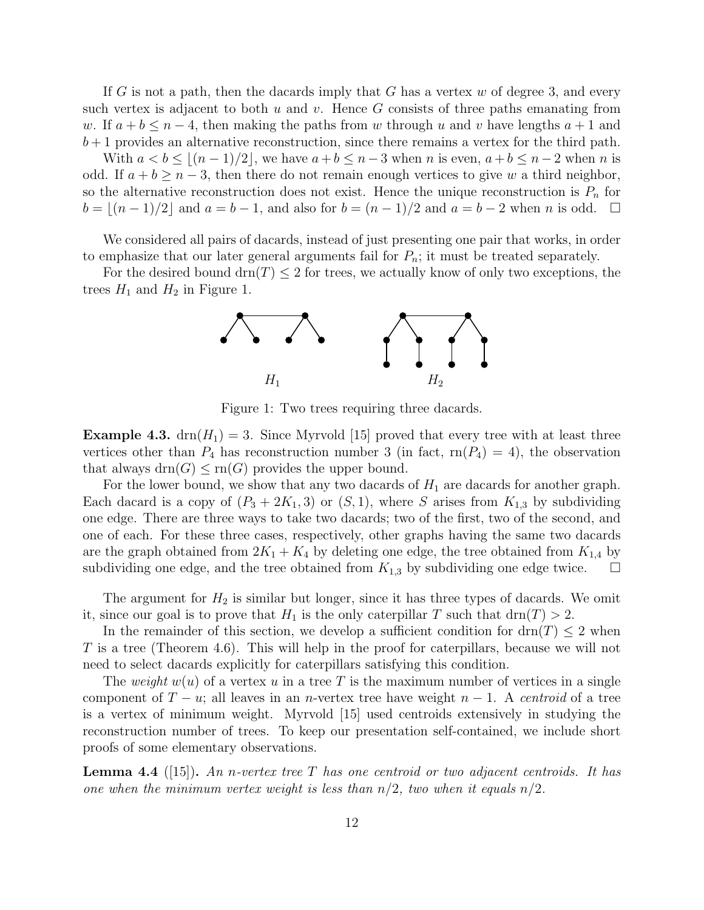If $G$ is not a path, then the dacards imply that $G$ has a vertex $w$ of degree 3, and every such vertex is adjacent to both $u$ and $v$. Hence $G$ consists of three paths emanating from $w$. If $a+b \le n-4$, then making the paths from $w$ through $u$ and $v$ have lengths $a+1$ and $b+1$ provides an alternative reconstruction, since there remains a vertex for the third path.

With $a < b \le \lfloor (n-1)/2 \rfloor$, we have $a+b \le n-3$ when $n$ is even, $a+b \le n-2$ when $n$ is odd. If $a+b \ge n-3$, then there do not remain enough vertices to give $w$ a third neighbor, so the alternative reconstruction does not exist. Hence the unique reconstruction is $P_n$ for $b = \lfloor (n-1)/2 \rfloor$ and $a = b-1$, and also for $b = (n-1)/2$ and $a = b-2$ when $n$ is odd. $\square$

We considered all pairs of dacards, instead of just presenting one pair that works, in order to emphasize that our later general arguments fail for $P_n$; it must be treated separately.

For the desired bound $\mathrm{drn}(T) \le 2$ for trees, we actually know of only two exceptions, the trees $H_1$ and $H_2$ in Figure 1.

$H_1$ $H_2$

Figure 1: Two trees requiring three dacards.

**Example 4.3.** $\mathrm{drn}(H_1) = 3$. Since Myrvold [15] proved that every tree with at least three vertices other than $P_4$ has reconstruction number 3 (in fact, $\mathrm{rn}(P_4) = 4$), the observation that always $\mathrm{drn}(G) \le \mathrm{rn}(G)$ provides the upper bound.

For the lower bound, we show that any two dacards of $H_1$ are dacards for another graph. Each dacard is a copy of $(P_3 + 2K_1, 3)$ or $(S, 1)$, where $S$ arises from $K_{1,3}$ by subdividing one edge. There are three ways to take two dacards; two of the first, two of the second, and one of each. For these three cases, respectively, other graphs having the same two dacards are the graph obtained from $2K_1 + K_4$ by deleting one edge, the tree obtained from $K_{1,4}$ by subdividing one edge, and the tree obtained from $K_{1,3}$ by subdividing one edge twice. $\square$

The argument for $H_2$ is similar but longer, since it has three types of dacards. We omit it, since our goal is to prove that $H_1$ is the only caterpillar $T$ such that $\mathrm{drn}(T) > 2$.

In the remainder of this section, we develop a sufficient condition for $\mathrm{drn}(T) \le 2$ when $T$ is a tree (Theorem 4.6). This will help in the proof for caterpillars, because we will not need to select dacards explicitly for caterpillars satisfying this condition.

The *weight* $w(u)$ of a vertex $u$ in a tree $T$ is the maximum number of vertices in a single component of $T - u$; all leaves in an $n$-vertex tree have weight $n-1$. A *centroid* of a tree is a vertex of minimum weight. Myrvold [15] used centroids extensively in studying the reconstruction number of trees. To keep our presentation self-contained, we include short proofs of some elementary observations.

**Lemma 4.4** ([15]). *An $n$-vertex tree $T$ has one centroid or two adjacent centroids. It has one when the minimum vertex weight is less than $n/2$, two when it equals $n/2$.*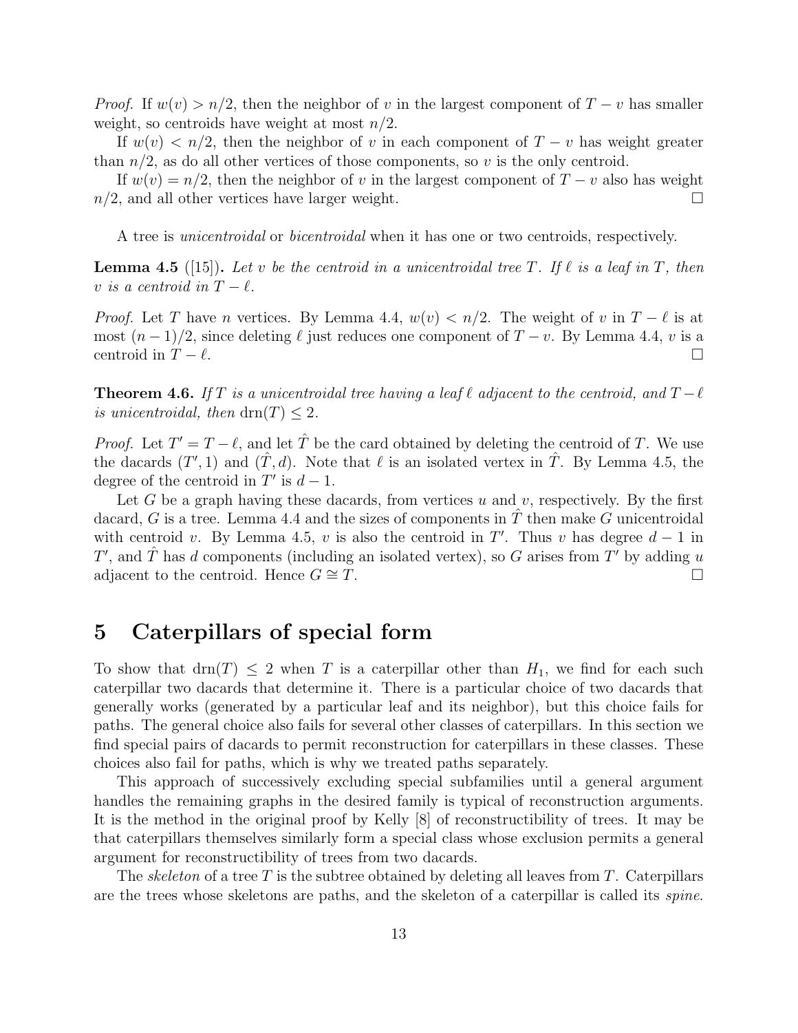*Proof.* If $w(v) > n/2$, then the neighbor of $v$ in the largest component of $T - v$ has smaller weight, so centroids have weight at most $n/2$.

If $w(v) < n/2$, then the neighbor of $v$ in each component of $T - v$ has weight greater than $n/2$, as do all other vertices of those components, so $v$ is the only centroid.

If $w(v) = n/2$, then the neighbor of $v$ in the largest component of $T - v$ also has weight $n/2$, and all other vertices have larger weight. □

A tree is *unicentroidal* or *bicentroidal* when it has one or two centroids, respectively.

**Lemma 4.5** ([15])**.** *Let $v$ be the centroid in a unicentroidal tree $T$. If $\ell$ is a leaf in $T$, then $v$ is a centroid in $T - \ell$.*

*Proof.* Let $T$ have $n$ vertices. By Lemma 4.4, $w(v) < n/2$. The weight of $v$ in $T - \ell$ is at most $(n-1)/2$, since deleting $\ell$ just reduces one component of $T - v$. By Lemma 4.4, $v$ is a centroid in $T - \ell$. □

**Theorem 4.6.** *If $T$ is a unicentroidal tree having a leaf $\ell$ adjacent to the centroid, and $T - \ell$ is unicentroidal, then $\mathrm{drn}(T) \le 2$.*

*Proof.* Let $T' = T - \ell$, and let $\hat{T}$ be the card obtained by deleting the centroid of $T$. We use the dacards $(T', 1)$ and $(\hat{T}, d)$. Note that $\ell$ is an isolated vertex in $\hat{T}$. By Lemma 4.5, the degree of the centroid in $T'$ is $d - 1$.

Let $G$ be a graph having these dacards, from vertices $u$ and $v$, respectively. By the first dacard, $G$ is a tree. Lemma 4.4 and the sizes of components in $\hat{T}$ then make $G$ unicentroidal with centroid $v$. By Lemma 4.5, $v$ is also the centroid in $T'$. Thus $v$ has degree $d - 1$ in $T'$, and $\hat{T}$ has $d$ components (including an isolated vertex), so $G$ arises from $T'$ by adding $u$ adjacent to the centroid. Hence $G \cong T$. □

# 5 Caterpillars of special form

To show that $\mathrm{drn}(T) \le 2$ when $T$ is a caterpillar other than $H_1$, we find for each such caterpillar two dacards that determine it. There is a particular choice of two dacards that generally works (generated by a particular leaf and its neighbor), but this choice fails for paths. The general choice also fails for several other classes of caterpillars. In this section we find special pairs of dacards to permit reconstruction for caterpillars in these classes. These choices also fail for paths, which is why we treated paths separately.

This approach of successively excluding special subfamilies until a general argument handles the remaining graphs in the desired family is typical of reconstruction arguments. It is the method in the original proof by Kelly [8] of reconstructibility of trees. It may be that caterpillars themselves similarly form a special class whose exclusion permits a general argument for reconstructibility of trees from two dacards.

The *skeleton* of a tree $T$ is the subtree obtained by deleting all leaves from $T$. Caterpillars are the trees whose skeletons are paths, and the skeleton of a caterpillar is called its *spine*.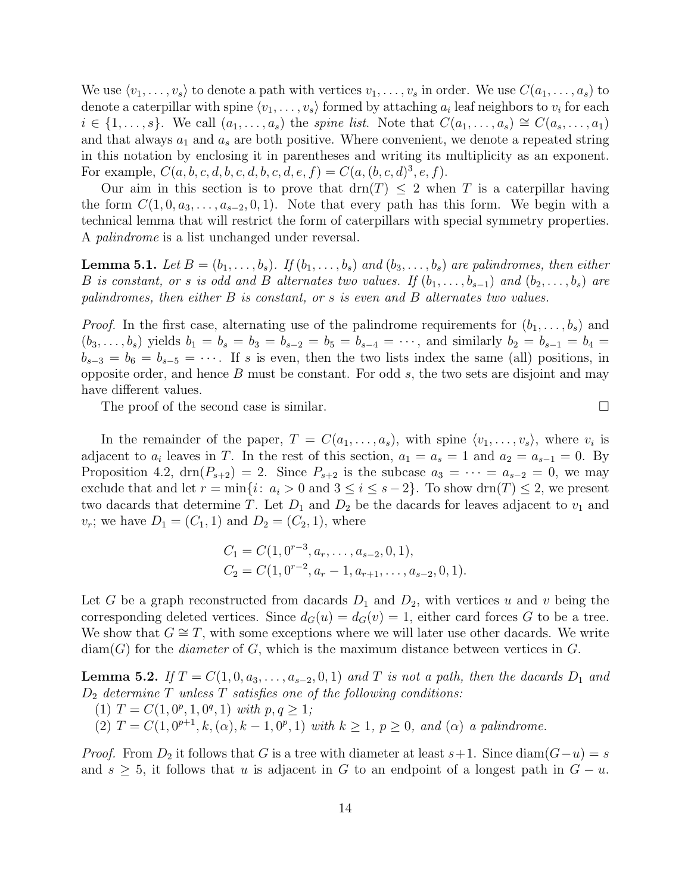We use $\langle v_1, \ldots, v_s \rangle$ to denote a path with vertices $v_1, \ldots, v_s$ in order. We use $C(a_1, \ldots, a_s)$ to denote a caterpillar with spine $\langle v_1, \ldots, v_s \rangle$ formed by attaching $a_i$ leaf neighbors to $v_i$ for each $i \in \{1, \ldots, s\}$. We call $(a_1, \ldots, a_s)$ the *spine list*. Note that $C(a_1, \ldots, a_s) \cong C(a_s, \ldots, a_1)$ and that always $a_1$ and $a_s$ are both positive. Where convenient, we denote a repeated string in this notation by enclosing it in parentheses and writing its multiplicity as an exponent. For example, $C(a, b, c, d, b, c, d, b, c, d, e, f) = C(a, (b, c, d)^3, e, f)$.

Our aim in this section is to prove that $\mathrm{drn}(T) \leq 2$ when $T$ is a caterpillar having the form $C(1, 0, a_3, \ldots, a_{s-2}, 0, 1)$. Note that every path has this form. We begin with a technical lemma that will restrict the form of caterpillars with special symmetry properties. A *palindrome* is a list unchanged under reversal.

**Lemma 5.1.** *Let $B = (b_1, \ldots, b_s)$. If $(b_1, \ldots, b_s)$ and $(b_3, \ldots, b_s)$ are palindromes, then either $B$ is constant, or $s$ is odd and $B$ alternates two values. If $(b_1, \ldots, b_{s-1})$ and $(b_2, \ldots, b_s)$ are palindromes, then either $B$ is constant, or $s$ is even and $B$ alternates two values.*

*Proof.* In the first case, alternating use of the palindrome requirements for $(b_1, \ldots, b_s)$ and $(b_3, \ldots, b_s)$ yields $b_1 = b_s = b_3 = b_{s-2} = b_5 = b_{s-4} = \cdots$, and similarly $b_2 = b_{s-1} = b_4 = b_{s-3} = b_6 = b_{s-5} = \cdots$. If $s$ is even, then the two lists index the same (all) positions, in opposite order, and hence $B$ must be constant. For odd $s$, the two sets are disjoint and may have different values.

The proof of the second case is similar. $\square$

In the remainder of the paper, $T = C(a_1, \ldots, a_s)$, with spine $\langle v_1, \ldots, v_s \rangle$, where $v_i$ is adjacent to $a_i$ leaves in $T$. In the rest of this section, $a_1 = a_s = 1$ and $a_2 = a_{s-1} = 0$. By Proposition 4.2, $\mathrm{drn}(P_{s+2}) = 2$. Since $P_{s+2}$ is the subcase $a_3 = \cdots = a_{s-2} = 0$, we may exclude that and let $r = \min\{i \colon a_i > 0 \text{ and } 3 \leq i \leq s-2\}$. To show $\mathrm{drn}(T) \leq 2$, we present two dacards that determine $T$. Let $D_1$ and $D_2$ be the dacards for leaves adjacent to $v_1$ and $v_r$; we have $D_1 = (C_1, 1)$ and $D_2 = (C_2, 1)$, where

$$
\begin{aligned}
C_1 &= C(1, 0^{r-3}, a_r, \ldots, a_{s-2}, 0, 1), \\
C_2 &= C(1, 0^{r-2}, a_r - 1, a_{r+1}, \ldots, a_{s-2}, 0, 1).
\end{aligned}
$$

Let $G$ be a graph reconstructed from dacards $D_1$ and $D_2$, with vertices $u$ and $v$ being the corresponding deleted vertices. Since $d_G(u) = d_G(v) = 1$, either card forces $G$ to be a tree. We show that $G \cong T$, with some exceptions where we will later use other dacards. We write $\mathrm{diam}(G)$ for the *diameter* of $G$, which is the maximum distance between vertices in $G$.

**Lemma 5.2.** *If $T = C(1, 0, a_3, \ldots, a_{s-2}, 0, 1)$ and $T$ is not a path, then the dacards $D_1$ and $D_2$ determine $T$ unless $T$ satisfies one of the following conditions:*
(1) *$T = C(1, 0^p, 1, 0^q, 1)$ with $p, q \geq 1$;*
(2) *$T = C(1, 0^{p+1}, k, (\alpha), k-1, 0^p, 1)$ with $k \geq 1$, $p \geq 0$, and $(\alpha)$ a palindrome.*

*Proof.* From $D_2$ it follows that $G$ is a tree with diameter at least $s+1$. Since $\mathrm{diam}(G-u) = s$ and $s \geq 5$, it follows that $u$ is adjacent in $G$ to an endpoint of a longest path in $G-u$.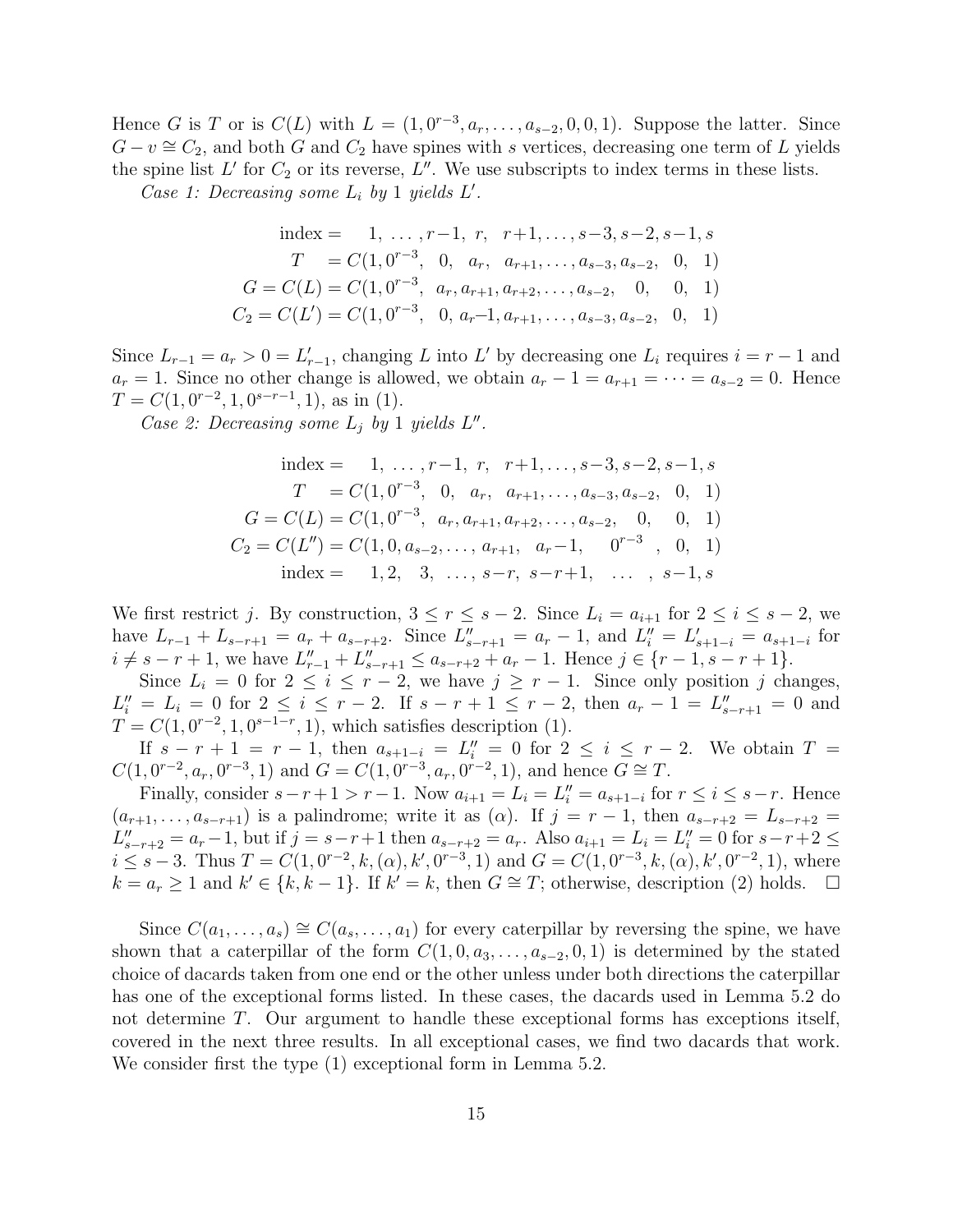Hence $G$ is $T$ or is $C(L)$ with $L = (1, 0^{r-3}, a_r, \ldots, a_{s-2}, 0, 0, 1)$. Suppose the latter. Since $G - v \cong C_2$, and both $G$ and $C_2$ have spines with $s$ vertices, decreasing one term of $L$ yields the spine list $L'$ for $C_2$ or its reverse, $L''$. We use subscripts to index terms in these lists.

*Case 1: Decreasing some $L_i$ by 1 yields $L'$.*

$$\begin{aligned}
\text{index} &= \quad 1,\ \ldots,r{-}1,\ r,\ \ r{+}1,\ldots,s{-}3,s{-}2,s{-}1,s\\
T \quad &= C(1,0^{r-3},\ \ 0,\ \ a_r,\ \ a_{r+1},\ldots,a_{s-3},a_{s-2},\ \ 0,\ \ 1)\\
G = C(L) &= C(1,0^{r-3},\ \ a_r,a_{r+1},a_{r+2},\ldots,a_{s-2},\ \ \ 0,\ \ \ 0,\ \ 1)\\
C_2 = C(L') &= C(1,0^{r-3},\ \ 0,\ a_r{-}1,a_{r+1},\ldots,a_{s-3},a_{s-2},\ \ 0,\ \ 1)
\end{aligned}$$

Since $L_{r-1} = a_r > 0 = L'_{r-1}$, changing $L$ into $L'$ by decreasing one $L_i$ requires $i = r-1$ and $a_r = 1$. Since no other change is allowed, we obtain $a_r - 1 = a_{r+1} = \cdots = a_{s-2} = 0$. Hence $T = C(1, 0^{r-2}, 1, 0^{s-r-1}, 1)$, as in (1).

*Case 2: Decreasing some $L_j$ by 1 yields $L''$.*

$$\begin{aligned}
\text{index} &= \quad 1,\ \ldots,r{-}1,\ r,\ \ r{+}1,\ldots,s{-}3,s{-}2,s{-}1,s\\
T \quad &= C(1,0^{r-3},\ \ 0,\ \ a_r,\ \ a_{r+1},\ldots,a_{s-3},a_{s-2},\ \ 0,\ \ 1)\\
G = C(L) &= C(1,0^{r-3},\ \ a_r,a_{r+1},a_{r+2},\ldots,a_{s-2},\ \ \ 0,\ \ \ 0,\ \ 1)\\
C_2 = C(L'') &= C(1,0,a_{s-2},\ldots,a_{r+1},\ \ a_r{-}1,\ \ \ \ 0^{r-3}\ \ ,\ \ 0,\ \ 1)\\
\text{index} &= \quad 1,2,\ \ \ 3,\ \ \ldots,s{-}r,\ s{-}r{+}1,\ \ \ \ldots\ \ \ ,s{-}1,s
\end{aligned}$$

We first restrict $j$. By construction, $3 \le r \le s-2$. Since $L_i = a_{i+1}$ for $2 \le i \le s-2$, we have $L_{r-1} + L_{s-r+1} = a_r + a_{s-r+2}$. Since $L''_{s-r+1} = a_r - 1$, and $L''_i = L'_{s+1-i} = a_{s+1-i}$ for $i \ne s-r+1$, we have $L''_{r-1} + L''_{s-r+1} \le a_{s-r+2} + a_r - 1$. Hence $j \in \{r-1, s-r+1\}$.

Since $L_i = 0$ for $2 \le i \le r-2$, we have $j \ge r-1$. Since only position $j$ changes, $L''_i = L_i = 0$ for $2 \le i \le r-2$. If $s-r+1 \le r-2$, then $a_r - 1 = L''_{s-r+1} = 0$ and $T = C(1, 0^{r-2}, 1, 0^{s-1-r}, 1)$, which satisfies description (1).

If $s-r+1 = r-1$, then $a_{s+1-i} = L''_i = 0$ for $2 \le i \le r-2$. We obtain $T = C(1, 0^{r-2}, a_r, 0^{r-3}, 1)$ and $G = C(1, 0^{r-3}, a_r, 0^{r-2}, 1)$, and hence $G \cong T$.

Finally, consider $s-r+1 > r-1$. Now $a_{i+1} = L_i = L''_i = a_{s+1-i}$ for $r \le i \le s-r$. Hence $(a_{r+1}, \ldots, a_{s-r+1})$ is a palindrome; write it as $(\alpha)$. If $j = r-1$, then $a_{s-r+2} = L_{s-r+2} = L''_{s-r+2} = a_r - 1$, but if $j = s-r+1$ then $a_{s-r+2} = a_r$. Also $a_{i+1} = L_i = L''_i = 0$ for $s-r+2 \le i \le s-3$. Thus $T = C(1, 0^{r-2}, k, (\alpha), k', 0^{r-3}, 1)$ and $G = C(1, 0^{r-3}, k, (\alpha), k', 0^{r-2}, 1)$, where $k = a_r \ge 1$ and $k' \in \{k, k-1\}$. If $k' = k$, then $G \cong T$; otherwise, description (2) holds. $\square$

Since $C(a_1, \ldots, a_s) \cong C(a_s, \ldots, a_1)$ for every caterpillar by reversing the spine, we have shown that a caterpillar of the form $C(1, 0, a_3, \ldots, a_{s-2}, 0, 1)$ is determined by the stated choice of dacards taken from one end or the other unless under both directions the caterpillar has one of the exceptional forms listed. In these cases, the dacards used in Lemma 5.2 do not determine $T$. Our argument to handle these exceptional forms has exceptions itself, covered in the next three results. In all exceptional cases, we find two dacards that work. We consider first the type (1) exceptional form in Lemma 5.2.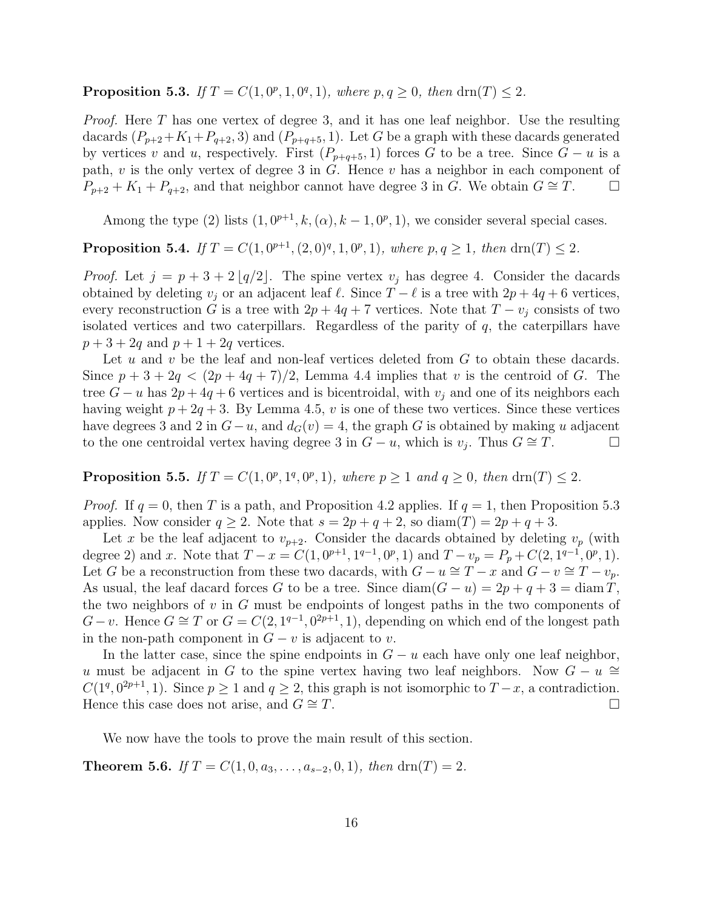**Proposition 5.3.** *If $T = C(1, 0^p, 1, 0^q, 1)$, where $p, q \geq 0$, then $\text{drn}(T) \leq 2$.*

*Proof.* Here $T$ has one vertex of degree 3, and it has one leaf neighbor. Use the resulting dacards $(P_{p+2}+K_1+P_{q+2}, 3)$ and $(P_{p+q+5}, 1)$. Let $G$ be a graph with these dacards generated by vertices $v$ and $u$, respectively. First $(P_{p+q+5}, 1)$ forces $G$ to be a tree. Since $G - u$ is a path, $v$ is the only vertex of degree 3 in $G$. Hence $v$ has a neighbor in each component of $P_{p+2} + K_1 + P_{q+2}$, and that neighbor cannot have degree 3 in $G$. We obtain $G \cong T$. $\square$

Among the type (2) lists $(1, 0^{p+1}, k, (\alpha), k-1, 0^p, 1)$, we consider several special cases.

**Proposition 5.4.** *If $T = C(1, 0^{p+1}, (2, 0)^q, 1, 0^p, 1)$, where $p, q \geq 1$, then $\text{drn}(T) \leq 2$.*

*Proof.* Let $j = p + 3 + 2\lfloor q/2 \rfloor$. The spine vertex $v_j$ has degree 4. Consider the dacards obtained by deleting $v_j$ or an adjacent leaf $\ell$. Since $T - \ell$ is a tree with $2p + 4q + 6$ vertices, every reconstruction $G$ is a tree with $2p + 4q + 7$ vertices. Note that $T - v_j$ consists of two isolated vertices and two caterpillars. Regardless of the parity of $q$, the caterpillars have $p + 3 + 2q$ and $p + 1 + 2q$ vertices.

Let $u$ and $v$ be the leaf and non-leaf vertices deleted from $G$ to obtain these dacards. Since $p + 3 + 2q < (2p + 4q + 7)/2$, Lemma 4.4 implies that $v$ is the centroid of $G$. The tree $G - u$ has $2p + 4q + 6$ vertices and is bicentroidal, with $v_j$ and one of its neighbors each having weight $p + 2q + 3$. By Lemma 4.5, $v$ is one of these two vertices. Since these vertices have degrees 3 and 2 in $G - u$, and $d_G(v) = 4$, the graph $G$ is obtained by making $u$ adjacent to the one centroidal vertex having degree 3 in $G - u$, which is $v_j$. Thus $G \cong T$. $\square$

**Proposition 5.5.** *If $T = C(1, 0^p, 1^q, 0^p, 1)$, where $p \geq 1$ and $q \geq 0$, then $\text{drn}(T) \leq 2$.*

*Proof.* If $q = 0$, then $T$ is a path, and Proposition 4.2 applies. If $q = 1$, then Proposition 5.3 applies. Now consider $q \geq 2$. Note that $s = 2p + q + 2$, so $\text{diam}(T) = 2p + q + 3$.

Let $x$ be the leaf adjacent to $v_{p+2}$. Consider the dacards obtained by deleting $v_p$ (with degree 2) and $x$. Note that $T - x = C(1, 0^{p+1}, 1^{q-1}, 0^p, 1)$ and $T - v_p = P_p + C(2, 1^{q-1}, 0^p, 1)$. Let $G$ be a reconstruction from these two dacards, with $G - u \cong T - x$ and $G - v \cong T - v_p$. As usual, the leaf dacard forces $G$ to be a tree. Since $\text{diam}(G - u) = 2p + q + 3 = \text{diam}\, T$, the two neighbors of $v$ in $G$ must be endpoints of longest paths in the two components of $G - v$. Hence $G \cong T$ or $G = C(2, 1^{q-1}, 0^{2p+1}, 1)$, depending on which end of the longest path in the non-path component in $G - v$ is adjacent to $v$.

In the latter case, since the spine endpoints in $G - u$ each have only one leaf neighbor, $u$ must be adjacent in $G$ to the spine vertex having two leaf neighbors. Now $G - u \cong C(1^q, 0^{2p+1}, 1)$. Since $p \geq 1$ and $q \geq 2$, this graph is not isomorphic to $T - x$, a contradiction. Hence this case does not arise, and $G \cong T$. $\square$

We now have the tools to prove the main result of this section.

**Theorem 5.6.** *If $T = C(1, 0, a_3, \ldots, a_{s-2}, 0, 1)$, then $\text{drn}(T) = 2$.*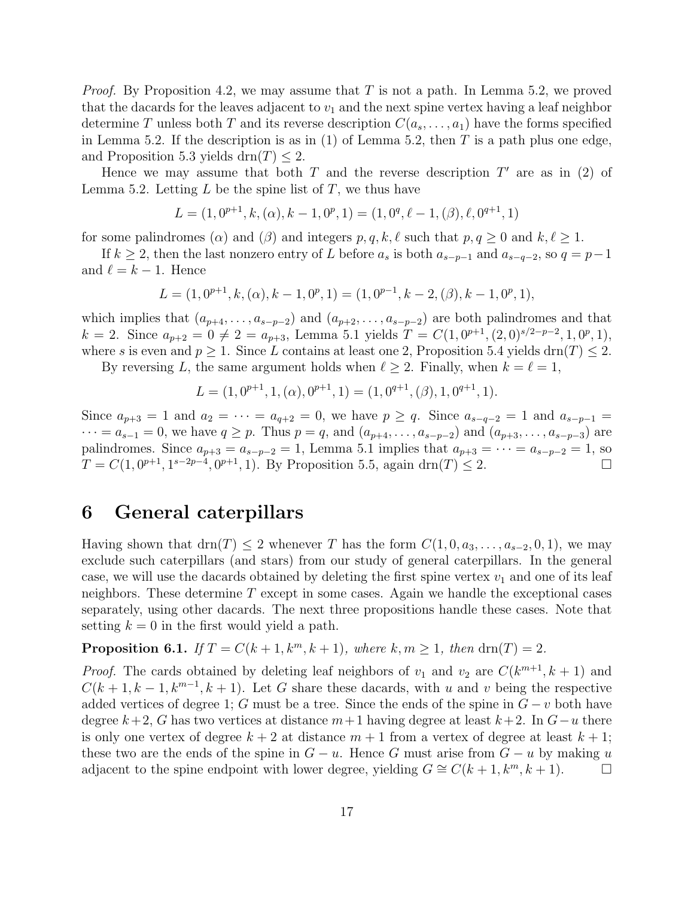*Proof.* By Proposition 4.2, we may assume that $T$ is not a path. In Lemma 5.2, we proved that the dacards for the leaves adjacent to $v_1$ and the next spine vertex having a leaf neighbor determine $T$ unless both $T$ and its reverse description $C(a_s, \ldots, a_1)$ have the forms specified in Lemma 5.2. If the description is as in (1) of Lemma 5.2, then $T$ is a path plus one edge, and Proposition 5.3 yields $\mathrm{drn}(T) \le 2$.

Hence we may assume that both $T$ and the reverse description $T'$ are as in (2) of Lemma 5.2. Letting $L$ be the spine list of $T$, we thus have

$$L = (1, 0^{p+1}, k, (\alpha), k-1, 0^p, 1) = (1, 0^q, \ell - 1, (\beta), \ell, 0^{q+1}, 1)$$

for some palindromes $(\alpha)$ and $(\beta)$ and integers $p, q, k, \ell$ such that $p, q \ge 0$ and $k, \ell \ge 1$.

If $k \ge 2$, then the last nonzero entry of $L$ before $a_s$ is both $a_{s-p-1}$ and $a_{s-q-2}$, so $q = p-1$ and $\ell = k - 1$. Hence

$$L = (1, 0^{p+1}, k, (\alpha), k-1, 0^p, 1) = (1, 0^{p-1}, k-2, (\beta), k-1, 0^p, 1),$$

which implies that $(a_{p+4}, \ldots, a_{s-p-2})$ and $(a_{p+2}, \ldots, a_{s-p-2})$ are both palindromes and that $k = 2$. Since $a_{p+2} = 0 \ne 2 = a_{p+3}$, Lemma 5.1 yields $T = C(1, 0^{p+1}, (2, 0)^{s/2-p-2}, 1, 0^p, 1)$, where $s$ is even and $p \ge 1$. Since $L$ contains at least one 2, Proposition 5.4 yields $\mathrm{drn}(T) \le 2$.

By reversing $L$, the same argument holds when $\ell \ge 2$. Finally, when $k = \ell = 1$,

$$L = (1, 0^{p+1}, 1, (\alpha), 0^{p+1}, 1) = (1, 0^{q+1}, (\beta), 1, 0^{q+1}, 1).$$

Since $a_{p+3} = 1$ and $a_2 = \cdots = a_{q+2} = 0$, we have $p \ge q$. Since $a_{s-q-2} = 1$ and $a_{s-p-1} = \cdots = a_{s-1} = 0$, we have $q \ge p$. Thus $p = q$, and $(a_{p+4}, \ldots, a_{s-p-2})$ and $(a_{p+3}, \ldots, a_{s-p-3})$ are palindromes. Since $a_{p+3} = a_{s-p-2} = 1$, Lemma 5.1 implies that $a_{p+3} = \cdots = a_{s-p-2} = 1$, so $T = C(1, 0^{p+1}, 1^{s-2p-4}, 0^{p+1}, 1)$. By Proposition 5.5, again $\mathrm{drn}(T) \le 2$. □

# 6 General caterpillars

Having shown that $\mathrm{drn}(T) \le 2$ whenever $T$ has the form $C(1, 0, a_3, \ldots, a_{s-2}, 0, 1)$, we may exclude such caterpillars (and stars) from our study of general caterpillars. In the general case, we will use the dacards obtained by deleting the first spine vertex $v_1$ and one of its leaf neighbors. These determine $T$ except in some cases. Again we handle the exceptional cases separately, using other dacards. The next three propositions handle these cases. Note that setting $k = 0$ in the first would yield a path.

**Proposition 6.1.** *If $T = C(k+1, k^m, k+1)$, where $k, m \ge 1$, then* $\mathrm{drn}(T) = 2$.

*Proof.* The cards obtained by deleting leaf neighbors of $v_1$ and $v_2$ are $C(k^{m+1}, k+1)$ and $C(k+1, k-1, k^{m-1}, k+1)$. Let $G$ share these dacards, with $u$ and $v$ being the respective added vertices of degree 1; $G$ must be a tree. Since the ends of the spine in $G - v$ both have degree $k+2$, $G$ has two vertices at distance $m+1$ having degree at least $k+2$. In $G - u$ there is only one vertex of degree $k+2$ at distance $m+1$ from a vertex of degree at least $k+1$; these two are the ends of the spine in $G - u$. Hence $G$ must arise from $G - u$ by making $u$ adjacent to the spine endpoint with lower degree, yielding $G \cong C(k+1, k^m, k+1)$. □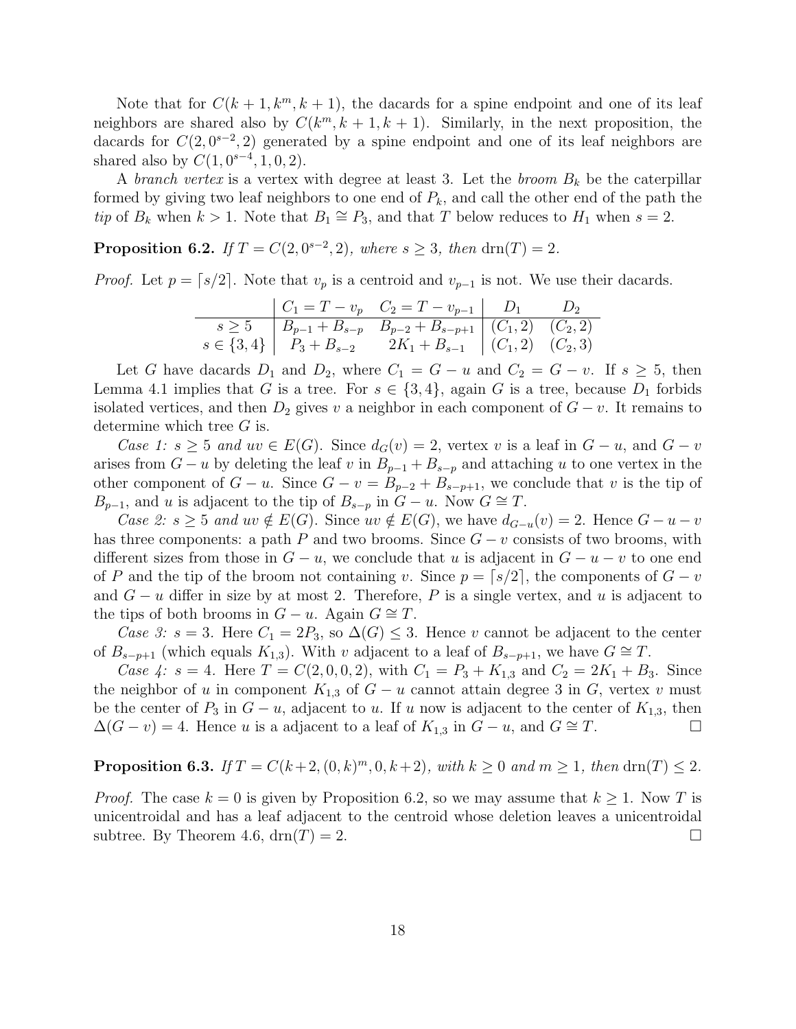Note that for $C(k+1, k^m, k+1)$, the dacards for a spine endpoint and one of its leaf neighbors are shared also by $C(k^m, k+1, k+1)$. Similarly, in the next proposition, the dacards for $C(2, 0^{s-2}, 2)$ generated by a spine endpoint and one of its leaf neighbors are shared also by $C(1, 0^{s-4}, 1, 0, 2)$.

A *branch vertex* is a vertex with degree at least 3. Let the *broom* $B_k$ be the caterpillar formed by giving two leaf neighbors to one end of $P_k$, and call the other end of the path the *tip* of $B_k$ when $k > 1$. Note that $B_1 \cong P_3$, and that $T$ below reduces to $H_1$ when $s = 2$.

**Proposition 6.2.** *If $T = C(2, 0^{s-2}, 2)$, where $s \geq 3$, then* $\mathrm{drn}(T) = 2$.

*Proof.* Let $p = \lceil s/2 \rceil$. Note that $v_p$ is a centroid and $v_{p-1}$ is not. We use their dacards.

| | $C_1 = T - v_p$ | $C_2 = T - v_{p-1}$ | $D_1$ | $D_2$ |
|---|---|---|---|---|
| $s \geq 5$ | $B_{p-1} + B_{s-p}$ | $B_{p-2} + B_{s-p+1}$ | $(C_1, 2)$ | $(C_2, 2)$ |
| $s \in \{3, 4\}$ | $P_3 + B_{s-2}$ | $2K_1 + B_{s-1}$ | $(C_1, 2)$ | $(C_2, 3)$ |

Let $G$ have dacards $D_1$ and $D_2$, where $C_1 = G - u$ and $C_2 = G - v$. If $s \geq 5$, then Lemma 4.1 implies that $G$ is a tree. For $s \in \{3, 4\}$, again $G$ is a tree, because $D_1$ forbids isolated vertices, and then $D_2$ gives $v$ a neighbor in each component of $G - v$. It remains to determine which tree $G$ is.

*Case 1: $s \geq 5$ and $uv \in E(G)$.* Since $d_G(v) = 2$, vertex $v$ is a leaf in $G - u$, and $G - v$ arises from $G - u$ by deleting the leaf $v$ in $B_{p-1} + B_{s-p}$ and attaching $u$ to one vertex in the other component of $G - u$. Since $G - v = B_{p-2} + B_{s-p+1}$, we conclude that $v$ is the tip of $B_{p-1}$, and $u$ is adjacent to the tip of $B_{s-p}$ in $G - u$. Now $G \cong T$.

*Case 2: $s \geq 5$ and $uv \notin E(G)$.* Since $uv \notin E(G)$, we have $d_{G-u}(v) = 2$. Hence $G - u - v$ has three components: a path $P$ and two brooms. Since $G - v$ consists of two brooms, with different sizes from those in $G - u$, we conclude that $u$ is adjacent in $G - u - v$ to one end of $P$ and the tip of the broom not containing $v$. Since $p = \lceil s/2 \rceil$, the components of $G - v$ and $G - u$ differ in size by at most 2. Therefore, $P$ is a single vertex, and $u$ is adjacent to the tips of both brooms in $G - u$. Again $G \cong T$.

*Case 3: $s = 3$.* Here $C_1 = 2P_3$, so $\Delta(G) \leq 3$. Hence $v$ cannot be adjacent to the center of $B_{s-p+1}$ (which equals $K_{1,3}$). With $v$ adjacent to a leaf of $B_{s-p+1}$, we have $G \cong T$.

*Case 4: $s = 4$.* Here $T = C(2, 0, 0, 2)$, with $C_1 = P_3 + K_{1,3}$ and $C_2 = 2K_1 + B_3$. Since the neighbor of $u$ in component $K_{1,3}$ of $G - u$ cannot attain degree 3 in $G$, vertex $v$ must be the center of $P_3$ in $G - u$, adjacent to $u$. If $u$ now is adjacent to the center of $K_{1,3}$, then $\Delta(G - v) = 4$. Hence $u$ is a adjacent to a leaf of $K_{1,3}$ in $G - u$, and $G \cong T$. $\square$

**Proposition 6.3.** *If $T = C(k+2, (0, k)^m, 0, k+2)$, with $k \geq 0$ and $m \geq 1$, then* $\mathrm{drn}(T) \leq 2$.

*Proof.* The case $k = 0$ is given by Proposition 6.2, so we may assume that $k \geq 1$. Now $T$ is unicentroidal and has a leaf adjacent to the centroid whose deletion leaves a unicentroidal subtree. By Theorem 4.6, $\mathrm{drn}(T) = 2$. $\square$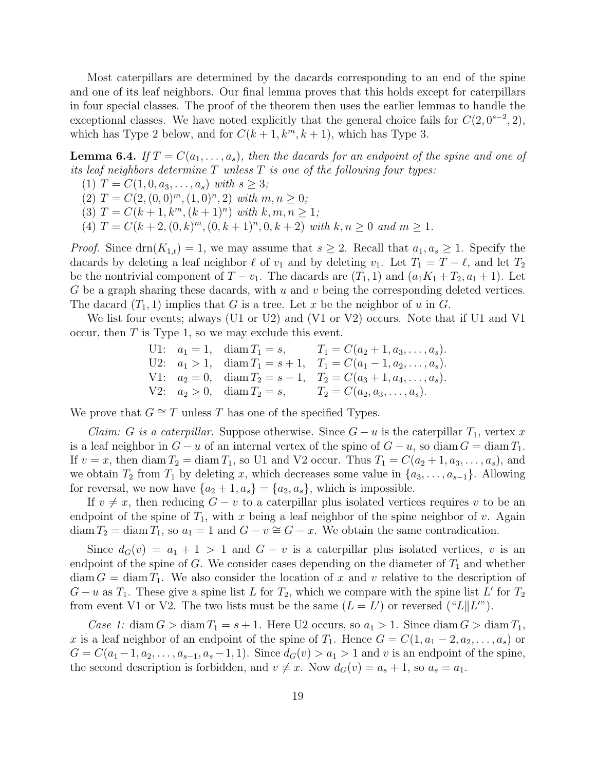Most caterpillars are determined by the dacards corresponding to an end of the spine and one of its leaf neighbors. Our final lemma proves that this holds except for caterpillars in four special classes. The proof of the theorem then uses the earlier lemmas to handle the exceptional classes. We have noted explicitly that the general choice fails for $C(2, 0^{s-2}, 2)$, which has Type 2 below, and for $C(k+1, k^m, k+1)$, which has Type 3.

**Lemma 6.4.** *If $T = C(a_1, \ldots, a_s)$, then the dacards for an endpoint of the spine and one of its leaf neighbors determine $T$ unless $T$ is one of the following four types:*

(1) $T = C(1, 0, a_3, \ldots, a_s)$ *with* $s \geq 3$*;*
(2) $T = C(2, (0,0)^m, (1,0)^n, 2)$ *with* $m, n \geq 0$*;*
(3) $T = C(k+1, k^m, (k+1)^n)$ *with* $k, m, n \geq 1$*;*
(4) $T = C(k+2, (0,k)^m, (0,k+1)^n, 0, k+2)$ *with* $k, n \geq 0$ *and* $m \geq 1$*.*

*Proof.* Since $\mathrm{drn}(K_{1,t}) = 1$, we may assume that $s \geq 2$. Recall that $a_1, a_s \geq 1$. Specify the dacards by deleting a leaf neighbor $\ell$ of $v_1$ and by deleting $v_1$. Let $T_1 = T - \ell$, and let $T_2$ be the nontrivial component of $T - v_1$. The dacards are $(T_1, 1)$ and $(a_1 K_1 + T_2, a_1 + 1)$. Let $G$ be a graph sharing these dacards, with $u$ and $v$ being the corresponding deleted vertices. The dacard $(T_1, 1)$ implies that $G$ is a tree. Let $x$ be the neighbor of $u$ in $G$.

We list four events; always (U1 or U2) and (V1 or V2) occurs. Note that if U1 and V1 occur, then $T$ is Type 1, so we may exclude this event.

| | | | |
|---|---|---|---|
| U1: | $a_1 = 1$, | $\mathrm{diam}\, T_1 = s$, | $T_1 = C(a_2+1, a_3, \ldots, a_s)$. |
| U2: | $a_1 > 1$, | $\mathrm{diam}\, T_1 = s+1$, | $T_1 = C(a_1-1, a_2, \ldots, a_s)$. |
| V1: | $a_2 = 0$, | $\mathrm{diam}\, T_2 = s-1$, | $T_2 = C(a_3+1, a_4, \ldots, a_s)$. |
| V2: | $a_2 > 0$, | $\mathrm{diam}\, T_2 = s$, | $T_2 = C(a_2, a_3, \ldots, a_s)$. |

We prove that $G \cong T$ unless $T$ has one of the specified Types.

*Claim: $G$ is a caterpillar.* Suppose otherwise. Since $G - u$ is the caterpillar $T_1$, vertex $x$ is a leaf neighbor in $G - u$ of an internal vertex of the spine of $G - u$, so $\mathrm{diam}\, G = \mathrm{diam}\, T_1$. If $v = x$, then $\mathrm{diam}\, T_2 = \mathrm{diam}\, T_1$, so U1 and V2 occur. Thus $T_1 = C(a_2+1, a_3, \ldots, a_s)$, and we obtain $T_2$ from $T_1$ by deleting $x$, which decreases some value in $\{a_3, \ldots, a_{s-1}\}$. Allowing for reversal, we now have $\{a_2+1, a_s\} = \{a_2, a_s\}$, which is impossible.

If $v \neq x$, then reducing $G - v$ to a caterpillar plus isolated vertices requires $v$ to be an endpoint of the spine of $T_1$, with $x$ being a leaf neighbor of the spine neighbor of $v$. Again $\mathrm{diam}\, T_2 = \mathrm{diam}\, T_1$, so $a_1 = 1$ and $G - v \cong G - x$. We obtain the same contradication.

Since $d_G(v) = a_1 + 1 > 1$ and $G - v$ is a caterpillar plus isolated vertices, $v$ is an endpoint of the spine of $G$. We consider cases depending on the diameter of $T_1$ and whether $\mathrm{diam}\, G = \mathrm{diam}\, T_1$. We also consider the location of $x$ and $v$ relative to the description of $G - u$ as $T_1$. These give a spine list $L$ for $T_2$, which we compare with the spine list $L'$ for $T_2$ from event V1 or V2. The two lists must be the same ($L = L'$) or reversed ("$L \| L'$").

*Case 1:* $\mathrm{diam}\, G > \mathrm{diam}\, T_1 = s + 1$. Here U2 occurs, so $a_1 > 1$. Since $\mathrm{diam}\, G > \mathrm{diam}\, T_1$, $x$ is a leaf neighbor of an endpoint of the spine of $T_1$. Hence $G = C(1, a_1 - 2, a_2, \ldots, a_s)$ or $G = C(a_1 - 1, a_2, \ldots, a_{s-1}, a_s - 1, 1)$. Since $d_G(v) > a_1 > 1$ and $v$ is an endpoint of the spine, the second description is forbidden, and $v \neq x$. Now $d_G(v) = a_s + 1$, so $a_s = a_1$.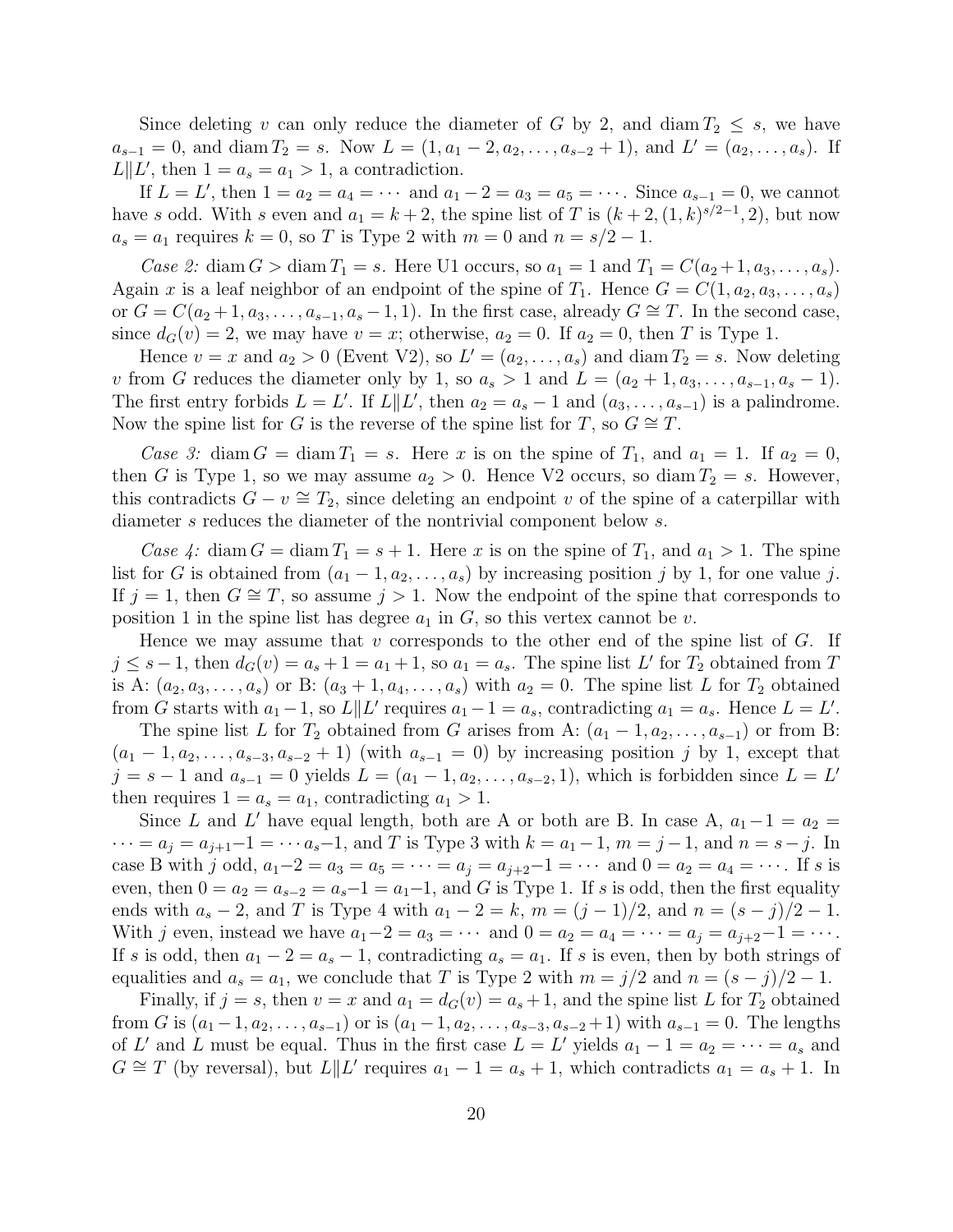Since deleting $v$ can only reduce the diameter of $G$ by 2, and $\operatorname{diam} T_2 \le s$, we have $a_{s-1} = 0$, and $\operatorname{diam} T_2 = s$. Now $L = (1, a_1 - 2, a_2, \ldots, a_{s-2} + 1)$, and $L' = (a_2, \ldots, a_s)$. If $L \| L'$, then $1 = a_s = a_1 > 1$, a contradiction.

If $L = L'$, then $1 = a_2 = a_4 = \cdots$ and $a_1 - 2 = a_3 = a_5 = \cdots$. Since $a_{s-1} = 0$, we cannot have $s$ odd. With $s$ even and $a_1 = k + 2$, the spine list of $T$ is $(k + 2, (1, k)^{s/2-1}, 2)$, but now $a_s = a_1$ requires $k = 0$, so $T$ is Type 2 with $m = 0$ and $n = s/2 - 1$.

*Case 2:* $\operatorname{diam} G > \operatorname{diam} T_1 = s$. Here U1 occurs, so $a_1 = 1$ and $T_1 = C(a_2 + 1, a_3, \ldots, a_s)$. Again $x$ is a leaf neighbor of an endpoint of the spine of $T_1$. Hence $G = C(1, a_2, a_3, \ldots, a_s)$ or $G = C(a_2 + 1, a_3, \ldots, a_{s-1}, a_s - 1, 1)$. In the first case, already $G \cong T$. In the second case, since $d_G(v) = 2$, we may have $v = x$; otherwise, $a_2 = 0$. If $a_2 = 0$, then $T$ is Type 1.

Hence $v = x$ and $a_2 > 0$ (Event V2), so $L' = (a_2, \ldots, a_s)$ and $\operatorname{diam} T_2 = s$. Now deleting $v$ from $G$ reduces the diameter only by 1, so $a_s > 1$ and $L = (a_2 + 1, a_3, \ldots, a_{s-1}, a_s - 1)$. The first entry forbids $L = L'$. If $L \| L'$, then $a_2 = a_s - 1$ and $(a_3, \ldots, a_{s-1})$ is a palindrome. Now the spine list for $G$ is the reverse of the spine list for $T$, so $G \cong T$.

*Case 3:* $\operatorname{diam} G = \operatorname{diam} T_1 = s$. Here $x$ is on the spine of $T_1$, and $a_1 = 1$. If $a_2 = 0$, then $G$ is Type 1, so we may assume $a_2 > 0$. Hence V2 occurs, so $\operatorname{diam} T_2 = s$. However, this contradicts $G - v \cong T_2$, since deleting an endpoint $v$ of the spine of a caterpillar with diameter $s$ reduces the diameter of the nontrivial component below $s$.

*Case 4:* $\operatorname{diam} G = \operatorname{diam} T_1 = s + 1$. Here $x$ is on the spine of $T_1$, and $a_1 > 1$. The spine list for $G$ is obtained from $(a_1 - 1, a_2, \ldots, a_s)$ by increasing position $j$ by 1, for one value $j$. If $j = 1$, then $G \cong T$, so assume $j > 1$. Now the endpoint of the spine that corresponds to position 1 in the spine list has degree $a_1$ in $G$, so this vertex cannot be $v$.

Hence we may assume that $v$ corresponds to the other end of the spine list of $G$. If $j \le s - 1$, then $d_G(v) = a_s + 1 = a_1 + 1$, so $a_1 = a_s$. The spine list $L'$ for $T_2$ obtained from $T$ is A: $(a_2, a_3, \ldots, a_s)$ or B: $(a_3 + 1, a_4, \ldots, a_s)$ with $a_2 = 0$. The spine list $L$ for $T_2$ obtained from $G$ starts with $a_1 - 1$, so $L \| L'$ requires $a_1 - 1 = a_s$, contradicting $a_1 = a_s$. Hence $L = L'$.

The spine list $L$ for $T_2$ obtained from $G$ arises from A: $(a_1 - 1, a_2, \ldots, a_{s-1})$ or from B: $(a_1 - 1, a_2, \ldots, a_{s-3}, a_{s-2} + 1)$ (with $a_{s-1} = 0$) by increasing position $j$ by 1, except that $j = s - 1$ and $a_{s-1} = 0$ yields $L = (a_1 - 1, a_2, \ldots, a_{s-2}, 1)$, which is forbidden since $L = L'$ then requires $1 = a_s = a_1$, contradicting $a_1 > 1$.

Since $L$ and $L'$ have equal length, both are A or both are B. In case A, $a_1 - 1 = a_2 = \cdots = a_j = a_{j+1} - 1 = \cdots a_s - 1$, and $T$ is Type 3 with $k = a_1 - 1$, $m = j - 1$, and $n = s - j$. In case B with $j$ odd, $a_1 - 2 = a_3 = a_5 = \cdots = a_j = a_{j+2} - 1 = \cdots$ and $0 = a_2 = a_4 = \cdots$. If $s$ is even, then $0 = a_2 = a_{s-2} = a_s - 1 = a_1 - 1$, and $G$ is Type 1. If $s$ is odd, then the first equality ends with $a_s - 2$, and $T$ is Type 4 with $a_1 - 2 = k$, $m = (j-1)/2$, and $n = (s-j)/2 - 1$. With $j$ even, instead we have $a_1 - 2 = a_3 = \cdots$ and $0 = a_2 = a_4 = \cdots = a_j = a_{j+2} - 1 = \cdots$. If $s$ is odd, then $a_1 - 2 = a_s - 1$, contradicting $a_s = a_1$. If $s$ is even, then by both strings of equalities and $a_s = a_1$, we conclude that $T$ is Type 2 with $m = j/2$ and $n = (s-j)/2 - 1$.

Finally, if $j = s$, then $v = x$ and $a_1 = d_G(v) = a_s + 1$, and the spine list $L$ for $T_2$ obtained from $G$ is $(a_1 - 1, a_2, \ldots, a_{s-1})$ or is $(a_1 - 1, a_2, \ldots, a_{s-3}, a_{s-2} + 1)$ with $a_{s-1} = 0$. The lengths of $L'$ and $L$ must be equal. Thus in the first case $L = L'$ yields $a_1 - 1 = a_2 = \cdots = a_s$ and $G \cong T$ (by reversal), but $L \| L'$ requires $a_1 - 1 = a_s + 1$, which contradicts $a_1 = a_s + 1$. In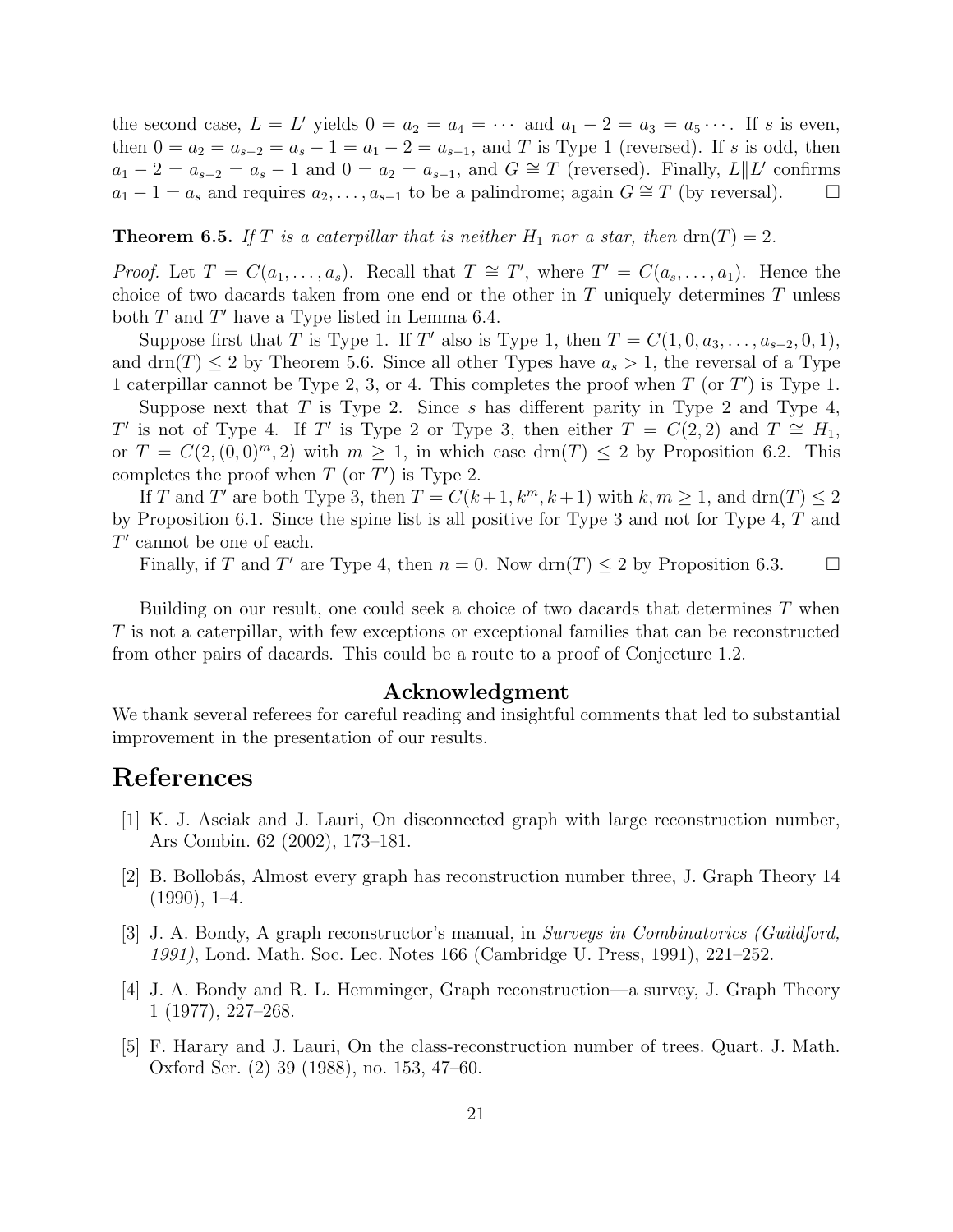the second case, $L = L'$ yields $0 = a_2 = a_4 = \cdots$ and $a_1 - 2 = a_3 = a_5 \cdots$. If $s$ is even, then $0 = a_2 = a_{s-2} = a_s - 1 = a_1 - 2 = a_{s-1}$, and $T$ is Type 1 (reversed). If $s$ is odd, then $a_1 - 2 = a_{s-2} = a_s - 1$ and $0 = a_2 = a_{s-1}$, and $G \cong T$ (reversed). Finally, $L \| L'$ confirms $a_1 - 1 = a_s$ and requires $a_2, \ldots, a_{s-1}$ to be a palindrome; again $G \cong T$ (by reversal). $\square$

**Theorem 6.5.** *If $T$ is a caterpillar that is neither $H_1$ nor a star, then* $\text{drn}(T) = 2$*.*

*Proof.* Let $T = C(a_1, \ldots, a_s)$. Recall that $T \cong T'$, where $T' = C(a_s, \ldots, a_1)$. Hence the choice of two dacards taken from one end or the other in $T$ uniquely determines $T$ unless both $T$ and $T'$ have a Type listed in Lemma 6.4.

Suppose first that $T$ is Type 1. If $T'$ also is Type 1, then $T = C(1, 0, a_3, \ldots, a_{s-2}, 0, 1)$, and $\text{drn}(T) \le 2$ by Theorem 5.6. Since all other Types have $a_s > 1$, the reversal of a Type 1 caterpillar cannot be Type 2, 3, or 4. This completes the proof when $T$ (or $T'$) is Type 1.

Suppose next that $T$ is Type 2. Since $s$ has different parity in Type 2 and Type 4, $T'$ is not of Type 4. If $T'$ is Type 2 or Type 3, then either $T = C(2, 2)$ and $T \cong H_1$, or $T = C(2, (0, 0)^m, 2)$ with $m \ge 1$, in which case $\text{drn}(T) \le 2$ by Proposition 6.2. This completes the proof when $T$ (or $T'$) is Type 2.

If $T$ and $T'$ are both Type 3, then $T = C(k+1, k^m, k+1)$ with $k, m \ge 1$, and $\text{drn}(T) \le 2$ by Proposition 6.1. Since the spine list is all positive for Type 3 and not for Type 4, $T$ and $T'$ cannot be one of each.

Finally, if $T$ and $T'$ are Type 4, then $n = 0$. Now $\text{drn}(T) \le 2$ by Proposition 6.3. $\square$

Building on our result, one could seek a choice of two dacards that determines $T$ when $T$ is not a caterpillar, with few exceptions or exceptional families that can be reconstructed from other pairs of dacards. This could be a route to a proof of Conjecture 1.2.

## Acknowledgment

We thank several referees for careful reading and insightful comments that led to substantial improvement in the presentation of our results.

# References

[1] K. J. Asciak and J. Lauri, On disconnected graph with large reconstruction number, Ars Combin. 62 (2002), 173–181.

[2] B. Bollobás, Almost every graph has reconstruction number three, J. Graph Theory 14 (1990), 1–4.

[3] J. A. Bondy, A graph reconstructor's manual, in *Surveys in Combinatorics (Guildford, 1991)*, Lond. Math. Soc. Lec. Notes 166 (Cambridge U. Press, 1991), 221–252.

[4] J. A. Bondy and R. L. Hemminger, Graph reconstruction—a survey, J. Graph Theory 1 (1977), 227–268.

[5] F. Harary and J. Lauri, On the class-reconstruction number of trees. Quart. J. Math. Oxford Ser. (2) 39 (1988), no. 153, 47–60.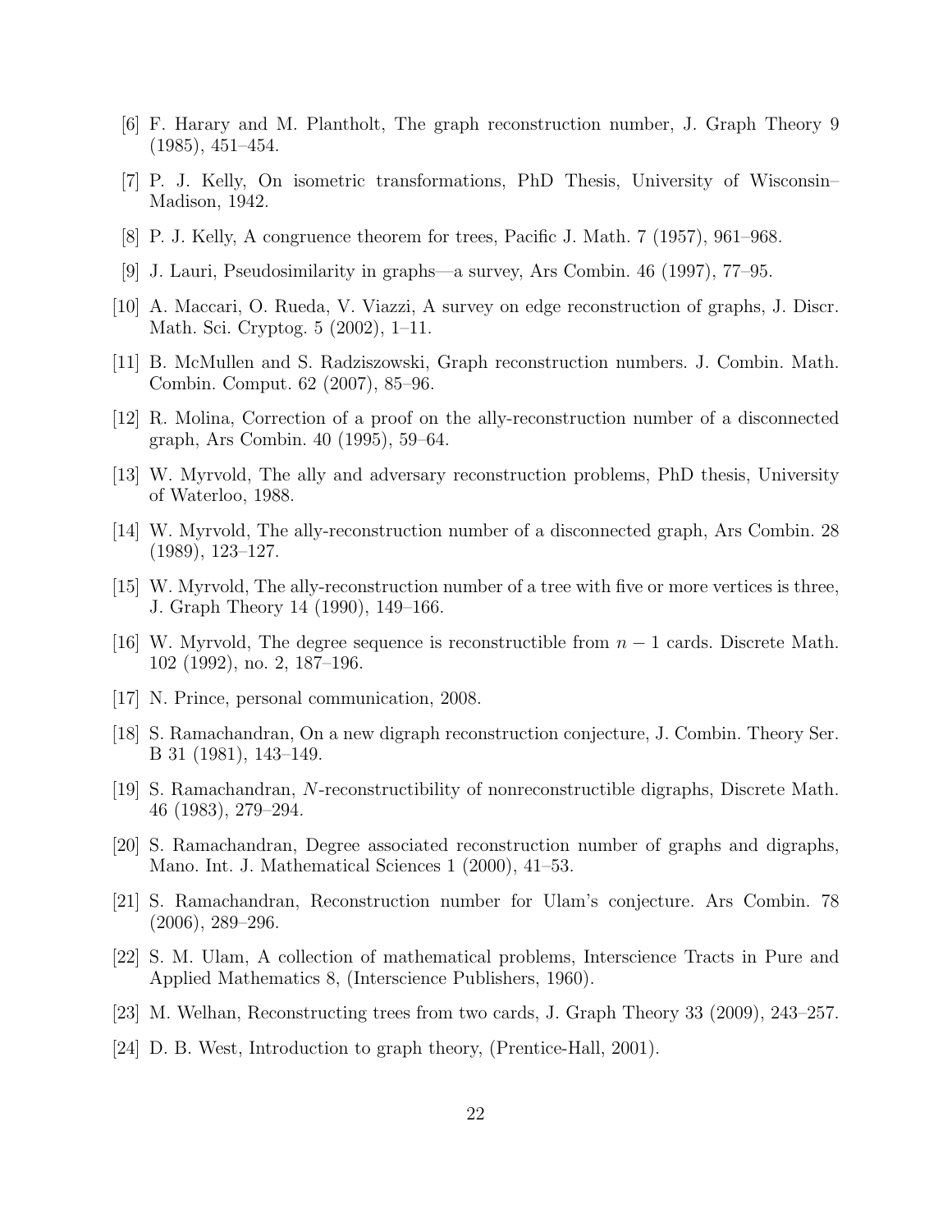[6] F. Harary and M. Plantholt, The graph reconstruction number, J. Graph Theory 9 (1985), 451–454.

[7] P. J. Kelly, On isometric transformations, PhD Thesis, University of Wisconsin–Madison, 1942.

[8] P. J. Kelly, A congruence theorem for trees, Pacific J. Math. 7 (1957), 961–968.

[9] J. Lauri, Pseudosimilarity in graphs—a survey, Ars Combin. 46 (1997), 77–95.

[10] A. Maccari, O. Rueda, V. Viazzi, A survey on edge reconstruction of graphs, J. Discr. Math. Sci. Cryptog. 5 (2002), 1–11.

[11] B. McMullen and S. Radziszowski, Graph reconstruction numbers. J. Combin. Math. Combin. Comput. 62 (2007), 85–96.

[12] R. Molina, Correction of a proof on the ally-reconstruction number of a disconnected graph, Ars Combin. 40 (1995), 59–64.

[13] W. Myrvold, The ally and adversary reconstruction problems, PhD thesis, University of Waterloo, 1988.

[14] W. Myrvold, The ally-reconstruction number of a disconnected graph, Ars Combin. 28 (1989), 123–127.

[15] W. Myrvold, The ally-reconstruction number of a tree with five or more vertices is three, J. Graph Theory 14 (1990), 149–166.

[16] W. Myrvold, The degree sequence is reconstructible from $n-1$ cards. Discrete Math. 102 (1992), no. 2, 187–196.

[17] N. Prince, personal communication, 2008.

[18] S. Ramachandran, On a new digraph reconstruction conjecture, J. Combin. Theory Ser. B 31 (1981), 143–149.

[19] S. Ramachandran, $N$-reconstructibility of nonreconstructible digraphs, Discrete Math. 46 (1983), 279–294.

[20] S. Ramachandran, Degree associated reconstruction number of graphs and digraphs, Mano. Int. J. Mathematical Sciences 1 (2000), 41–53.

[21] S. Ramachandran, Reconstruction number for Ulam's conjecture. Ars Combin. 78 (2006), 289–296.

[22] S. M. Ulam, A collection of mathematical problems, Interscience Tracts in Pure and Applied Mathematics 8, (Interscience Publishers, 1960).

[23] M. Welhan, Reconstructing trees from two cards, J. Graph Theory 33 (2009), 243–257.

[24] D. B. West, Introduction to graph theory, (Prentice-Hall, 2001).